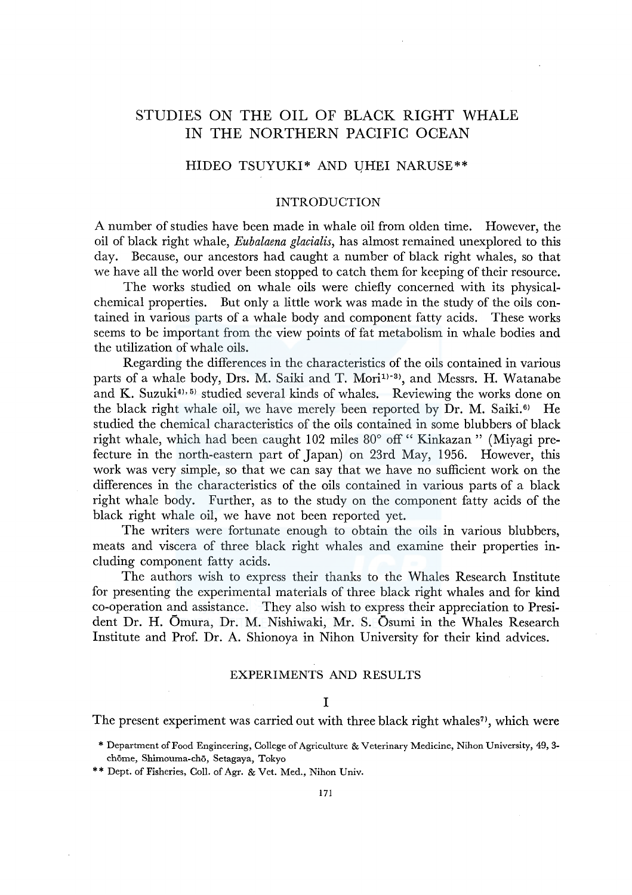# STUDIES ON THE OIL OF BLACK RIGHT WHALE IN THE NORTHERN PACIFIC OCEAN

HIDEO TSUYUKI* AND UHEI NARUSE**

## INTRODUCTION

A number of studies have been made in whale oil from olden time. However, the oil of black right whale, *Eubalaena glacialis*, has almost remained unexplored to this day. Because, our ancestors had caught a number of black right whales, so that we have all the world over been stopped to catch them for keeping of their resource.

The works studied on whale oils were chiefly concerned with its physical-chemical properties. But only a little work was made in the study of the oils contained in various parts of a whale body and component fatty acids. These works seems to be important from the view points of fat metabolism in whale bodies and the utilization of whale oils.

Regarding the differences in the characteristics of the oils contained in various parts of a whale body, Drs. M. Saiki and T. Mori[1)-3)], and Messrs. H. Watanabe and K. Suzuki[4), 5)] studied several kinds of whales. Reviewing the works done on the black right whale oil, we have merely been reported by Dr. M. Saiki.[6)] He studied the chemical characteristics of the oils contained in some blubbers of black right whale, which had been caught 102 miles 80° off " Kinkazan " (Miyagi prefecture in the north-eastern part of Japan) on 23rd May, 1956. However, this work was very simple, so that we can say that we have no sufficient work on the differences in the characteristics of the oils contained in various parts of a black right whale body. Further, as to the study on the component fatty acids of the black right whale oil, we have not been reported yet.

The writers were fortunate enough to obtain the oils in various blubbers, meats and viscera of three black right whales and examine their properties including component fatty acids.

The authors wish to express their thanks to the Whales Research Institute for presenting the experimental materials of three black right whales and for kind co-operation and assistance. They also wish to express their appreciation to President Dr. H. Ōmura, Dr. M. Nishiwaki, Mr. S. Ōsumi in the Whales Research Institute and Prof. Dr. A. Shionoya in Nihon University for their kind advices.

## EXPERIMENTS AND RESULTS

### I

The present experiment was carried out with three black right whales[7)], which were

\* Department of Food Engineering, College of Agriculture & Veterinary Medicine, Nihon University, 49, 3-chōme, Shimouma-chō, Setagaya, Tokyo

\*\* Dept. of Fisheries, Coll. of Agr. & Vet. Med., Nihon Univ.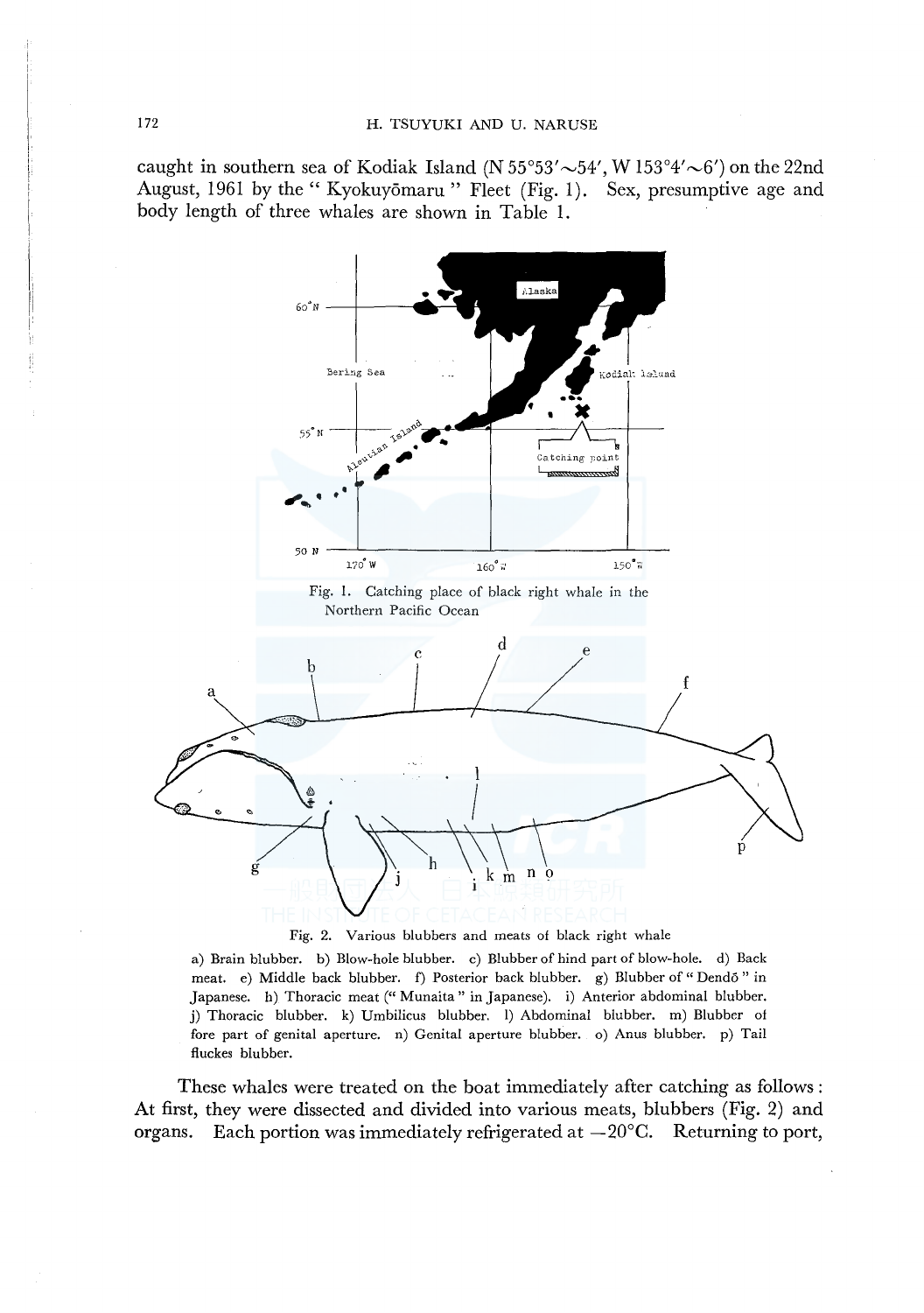caught in southern sea of Kodiak Island (N 55°53′~54′, W 153°4′~6′) on the 22nd August, 1961 by the " Kyokuyōmaru " Fleet (Fig. 1). Sex, presumptive age and body length of three whales are shown in Table 1.

Fig. 1. Catching place of black right whale in the Northern Pacific Ocean

Fig. 2. Various blubbers and meats of black right whale

a) Brain blubber. b) Blow-hole blubber. c) Blubber of hind part of blow-hole. d) Back meat. e) Middle back blubber. f) Posterior back blubber. g) Blubber of " Dendō " in Japanese. h) Thoracic meat (" Munaita " in Japanese). i) Anterior abdominal blubber. j) Thoracic blubber. k) Umbilicus blubber. l) Abdominal blubber. m) Blubber of fore part of genital aperture. n) Genital aperture blubber. o) Anus blubber. p) Tail fluckes blubber.

These whales were treated on the boat immediately after catching as follows: At first, they were dissected and divided into various meats, blubbers (Fig. 2) and organs. Each portion was immediately refrigerated at −20°C. Returning to port,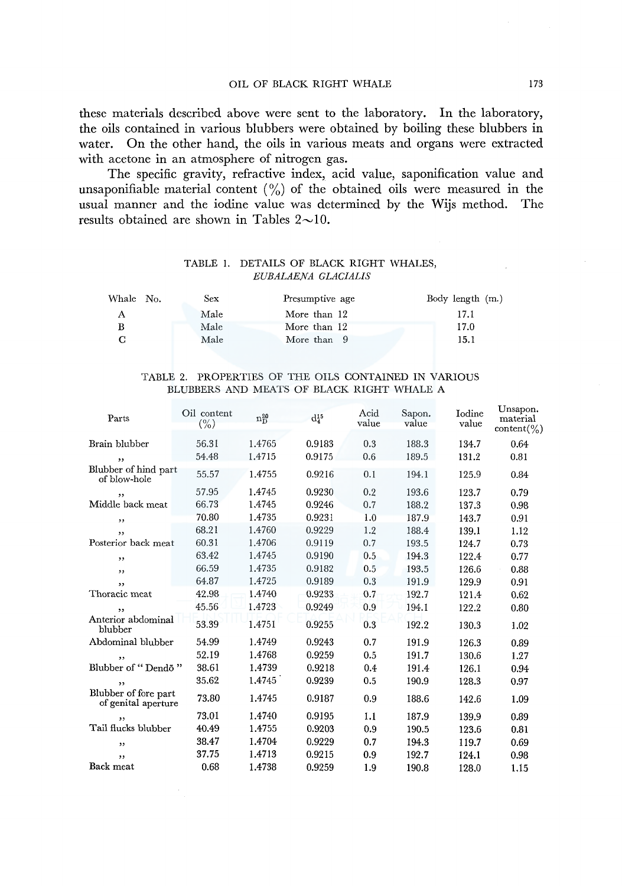these materials described above were sent to the laboratory. In the laboratory, the oils contained in various blubbers were obtained by boiling these blubbers in water. On the other hand, the oils in various meats and organs were extracted with acetone in an atmosphere of nitrogen gas.

The specific gravity, refractive index, acid value, saponification value and unsaponifiable material content (%) of the obtained oils were measured in the usual manner and the iodine value was determined by the Wijs method. The results obtained are shown in Tables 2∼10.

TABLE 1. DETAILS OF BLACK RIGHT WHALES, *EUBALAENA GLACIALIS*

| Whale No. | Sex | Presumptive age | Body length (m.) |
|---|---|---|---|
| A | Male | More than 12 | 17.1 |
| B | Male | More than 12 | 17.0 |
| C | Male | More than 9 | 15.1 |

TABLE 2. PROPERTIES OF THE OILS CONTAINED IN VARIOUS BLUBBERS AND MEATS OF BLACK RIGHT WHALE A

| Parts | Oil content (%) | $n_D^{20}$ | $d_4^{15}$ | Acid value | Sapon. value | Iodine value | Unsapon. material content(%) |
|---|---|---|---|---|---|---|---|
| Brain blubber | 56.31 | 1.4765 | 0.9183 | 0.3 | 188.3 | 134.7 | 0.64 |
| ,, | 54.48 | 1.4715 | 0.9175 | 0.6 | 189.5 | 131.2 | 0.81 |
| Blubber of hind part of blow-hole | 55.57 | 1.4755 | 0.9216 | 0.1 | 194.1 | 125.9 | 0.84 |
| ,, | 57.95 | 1.4745 | 0.9230 | 0.2 | 193.6 | 123.7 | 0.79 |
| Middle back meat | 66.73 | 1.4745 | 0.9246 | 0.7 | 188.2 | 137.3 | 0.98 |
| ,, | 70.80 | 1.4735 | 0.9231 | 1.0 | 187.9 | 143.7 | 0.91 |
| ,, | 68.21 | 1.4760 | 0.9229 | 1.2 | 188.4 | 139.1 | 1.12 |
| Posterior back meat | 60.31 | 1.4706 | 0.9119 | 0.7 | 193.5 | 124.7 | 0.73 |
| ,, | 63.42 | 1.4745 | 0.9190 | 0.5 | 194.3 | 122.4 | 0.77 |
| ,, | 66.59 | 1.4735 | 0.9182 | 0.5 | 193.5 | 126.6 | 0.88 |
| ,, | 64.87 | 1.4725 | 0.9189 | 0.3 | 191.9 | 129.9 | 0.91 |
| Thoracic meat | 42.98 | 1.4740 | 0.9233 | 0.7 | 192.7 | 121.4 | 0.62 |
| ,, | 45.56 | 1.4723 | 0.9249 | 0.9 | 194.1 | 122.2 | 0.80 |
| Anterior abdominal blubber | 53.39 | 1.4751 | 0.9255 | 0.3 | 192.2 | 130.3 | 1.02 |
| Abdominal blubber | 54.99 | 1.4749 | 0.9243 | 0.7 | 191.9 | 126.3 | 0.89 |
| ,, | 52.19 | 1.4768 | 0.9259 | 0.5 | 191.7 | 130.6 | 1.27 |
| Blubber of "Dendō" | 38.61 | 1.4739 | 0.9218 | 0.4 | 191.4 | 126.1 | 0.94 |
| ,, | 35.62 | 1.4745 | 0.9239 | 0.5 | 190.9 | 128.3 | 0.97 |
| Blubber of fore part of genital aperture | 73.80 | 1.4745 | 0.9187 | 0.9 | 188.6 | 142.6 | 1.09 |
| ,, | 73.01 | 1.4740 | 0.9195 | 1.1 | 187.9 | 139.9 | 0.89 |
| Tail flucks blubber | 40.49 | 1.4755 | 0.9203 | 0.9 | 190.5 | 123.6 | 0.81 |
| ,, | 38.47 | 1.4704 | 0.9229 | 0.7 | 194.3 | 119.7 | 0.69 |
| ,, | 37.75 | 1.4713 | 0.9215 | 0.9 | 192.7 | 124.1 | 0.98 |
| Back meat | 0.68 | 1.4738 | 0.9259 | 1.9 | 190.8 | 128.0 | 1.15 |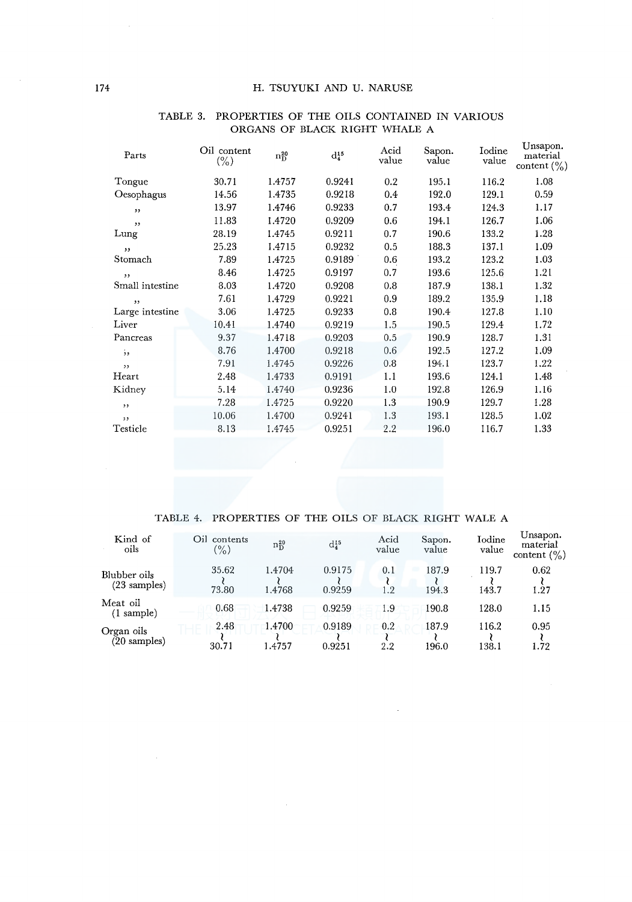TABLE 3. PROPERTIES OF THE OILS CONTAINED IN VARIOUS ORGANS OF BLACK RIGHT WHALE A

| Parts | Oil content (%) | $n_D^{20}$ | $d_4^{15}$ | Acid value | Sapon. value | Iodine value | Unsapon. material content (%) |
|---|---|---|---|---|---|---|---|
| Tongue | 30.71 | 1.4757 | 0.9241 | 0.2 | 195.1 | 116.2 | 1.08 |
| Oesophagus | 14.56 | 1.4735 | 0.9218 | 0.4 | 192.0 | 129.1 | 0.59 |
| ,, | 13.97 | 1.4746 | 0.9233 | 0.7 | 193.4 | 124.3 | 1.17 |
| ,, | 11.83 | 1.4720 | 0.9209 | 0.6 | 194.1 | 126.7 | 1.06 |
| Lung | 28.19 | 1.4745 | 0.9211 | 0.7 | 190.6 | 133.2 | 1.28 |
| ,, | 25.23 | 1.4715 | 0.9232 | 0.5 | 188.3 | 137.1 | 1.09 |
| Stomach | 7.89 | 1.4725 | 0.9189 | 0.6 | 193.2 | 123.2 | 1.03 |
| ,, | 8.46 | 1.4725 | 0.9197 | 0.7 | 193.6 | 125.6 | 1.21 |
| Small intestine | 8.03 | 1.4720 | 0.9208 | 0.8 | 187.9 | 138.1 | 1.32 |
| ,, | 7.61 | 1.4729 | 0.9221 | 0.9 | 189.2 | 135.9 | 1.18 |
| Large intestine | 3.06 | 1.4725 | 0.9233 | 0.8 | 190.4 | 127.8 | 1.10 |
| Liver | 10.41 | 1.4740 | 0.9219 | 1.5 | 190.5 | 129.4 | 1.72 |
| Pancreas | 9.37 | 1.4718 | 0.9203 | 0.5 | 190.9 | 128.7 | 1.31 |
| ,, | 8.76 | 1.4700 | 0.9218 | 0.6 | 192.5 | 127.2 | 1.09 |
| ,, | 7.91 | 1.4745 | 0.9226 | 0.8 | 194.1 | 123.7 | 1.22 |
| Heart | 2.48 | 1.4733 | 0.9191 | 1.1 | 193.6 | 124.1 | 1.48 |
| Kidney | 5.14 | 1.4740 | 0.9236 | 1.0 | 192.8 | 126.9 | 1.16 |
| ,, | 7.28 | 1.4725 | 0.9220 | 1.3 | 190.9 | 129.7 | 1.28 |
| ,, | 10.06 | 1.4700 | 0.9241 | 1.3 | 193.1 | 128.5 | 1.02 |
| Testicle | 8.13 | 1.4745 | 0.9251 | 2.2 | 196.0 | 116.7 | 1.33 |

TABLE 4. PROPERTIES OF THE OILS OF BLACK RIGHT WALE A

| Kind of oils | Oil contents (%) | $n_D^{20}$ | $d_4^{15}$ | Acid value | Sapon. value | Iodine value | Unsapon. material content (%) |
|---|---|---|---|---|---|---|---|
| Blubber oils (23 samples) | 35.62 ~ 73.80 | 1.4704 ~ 1.4768 | 0.9175 ~ 0.9259 | 0.1 ~ 1.2 | 187.9 ~ 194.3 | 119.7 ~ 143.7 | 0.62 ~ 1.27 |
| Meat oil (1 sample) | 0.68 | 1.4738 | 0.9259 | 1.9 | 190.8 | 128.0 | 1.15 |
| Organ oils (20 samples) | 2.48 ~ 30.71 | 1.4700 ~ 1.4757 | 0.9189 ~ 0.9251 | 0.2 ~ 2.2 | 187.9 ~ 196.0 | 116.2 ~ 138.1 | 0.95 ~ 1.72 |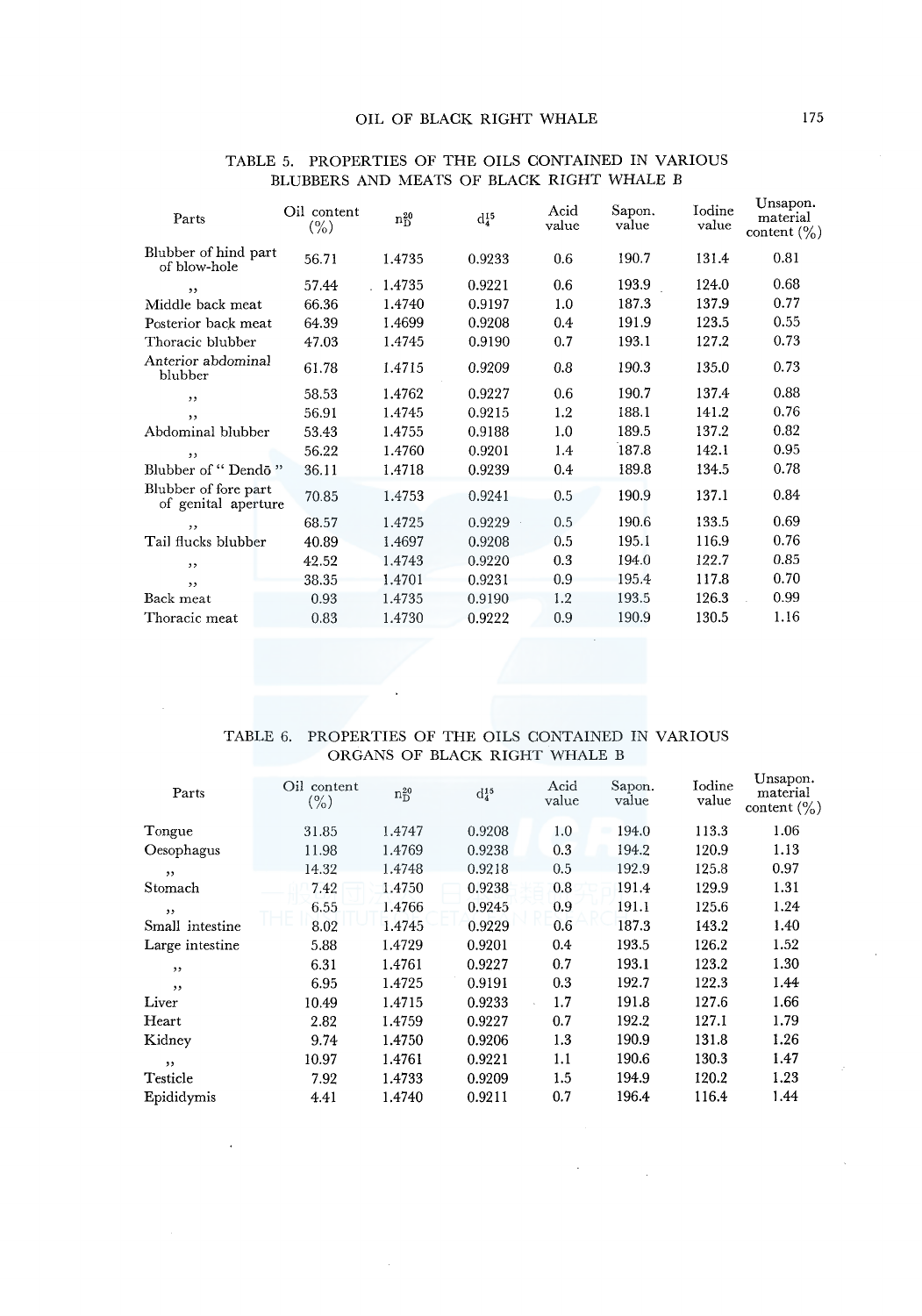TABLE 5. PROPERTIES OF THE OILS CONTAINED IN VARIOUS BLUBBERS AND MEATS OF BLACK RIGHT WHALE B

| Parts | Oil content (%) | $n_D^{20}$ | $d_4^{15}$ | Acid value | Sapon. value | Iodine value | Unsapon. material content (%) |
|---|---|---|---|---|---|---|---|
| Blubber of hind part of blow-hole | 56.71 | 1.4735 | 0.9233 | 0.6 | 190.7 | 131.4 | 0.81 |
| ,, | 57.44 | 1.4735 | 0.9221 | 0.6 | 193.9 | 124.0 | 0.68 |
| Middle back meat | 66.36 | 1.4740 | 0.9197 | 1.0 | 187.3 | 137.9 | 0.77 |
| Posterior back meat | 64.39 | 1.4699 | 0.9208 | 0.4 | 191.9 | 123.5 | 0.55 |
| Thoracic blubber | 47.03 | 1.4745 | 0.9190 | 0.7 | 193.1 | 127.2 | 0.73 |
| Anterior abdominal blubber | 61.78 | 1.4715 | 0.9209 | 0.8 | 190.3 | 135.0 | 0.73 |
| ,, | 58.53 | 1.4762 | 0.9227 | 0.6 | 190.7 | 137.4 | 0.88 |
| ,, | 56.91 | 1.4745 | 0.9215 | 1.2 | 188.1 | 141.2 | 0.76 |
| Abdominal blubber | 53.43 | 1.4755 | 0.9188 | 1.0 | 189.5 | 137.2 | 0.82 |
| ,, | 56.22 | 1.4760 | 0.9201 | 1.4 | 187.8 | 142.1 | 0.95 |
| Blubber of "Dendō" | 36.11 | 1.4718 | 0.9239 | 0.4 | 189.8 | 134.5 | 0.78 |
| Blubber of fore part of genital aperture | 70.85 | 1.4753 | 0.9241 | 0.5 | 190.9 | 137.1 | 0.84 |
| ,, | 68.57 | 1.4725 | 0.9229 | 0.5 | 190.6 | 133.5 | 0.69 |
| Tail flucks blubber | 40.89 | 1.4697 | 0.9208 | 0.5 | 195.1 | 116.9 | 0.76 |
| ,, | 42.52 | 1.4743 | 0.9220 | 0.3 | 194.0 | 122.7 | 0.85 |
| ,, | 38.35 | 1.4701 | 0.9231 | 0.9 | 195.4 | 117.8 | 0.70 |
| Back meat | 0.93 | 1.4735 | 0.9190 | 1.2 | 193.5 | 126.3 | 0.99 |
| Thoracic meat | 0.83 | 1.4730 | 0.9222 | 0.9 | 190.9 | 130.5 | 1.16 |

TABLE 6. PROPERTIES OF THE OILS CONTAINED IN VARIOUS ORGANS OF BLACK RIGHT WHALE B

| Parts | Oil content (%) | $n_D^{20}$ | $d_4^{15}$ | Acid value | Sapon. value | Iodine value | Unsapon. material content (%) |
|---|---|---|---|---|---|---|---|
| Tongue | 31.85 | 1.4747 | 0.9208 | 1.0 | 194.0 | 113.3 | 1.06 |
| Oesophagus | 11.98 | 1.4769 | 0.9238 | 0.3 | 194.2 | 120.9 | 1.13 |
| ,, | 14.32 | 1.4748 | 0.9218 | 0.5 | 192.9 | 125.8 | 0.97 |
| Stomach | 7.42 | 1.4750 | 0.9238 | 0.8 | 191.4 | 129.9 | 1.31 |
| ,, | 6.55 | 1.4766 | 0.9245 | 0.9 | 191.1 | 125.6 | 1.24 |
| Small intestine | 8.02 | 1.4745 | 0.9229 | 0.6 | 187.3 | 143.2 | 1.40 |
| Large intestine | 5.88 | 1.4729 | 0.9201 | 0.4 | 193.5 | 126.2 | 1.52 |
| ,, | 6.31 | 1.4761 | 0.9227 | 0.7 | 193.1 | 123.2 | 1.30 |
| ,, | 6.95 | 1.4725 | 0.9191 | 0.3 | 192.7 | 122.3 | 1.44 |
| Liver | 10.49 | 1.4715 | 0.9233 | 1.7 | 191.8 | 127.6 | 1.66 |
| Heart | 2.82 | 1.4759 | 0.9227 | 0.7 | 192.2 | 127.1 | 1.79 |
| Kidney | 9.74 | 1.4750 | 0.9206 | 1.3 | 190.9 | 131.8 | 1.26 |
| ,, | 10.97 | 1.4761 | 0.9221 | 1.1 | 190.6 | 130.3 | 1.47 |
| Testicle | 7.92 | 1.4733 | 0.9209 | 1.5 | 194.9 | 120.2 | 1.23 |
| Epididymis | 4.41 | 1.4740 | 0.9211 | 0.7 | 196.4 | 116.4 | 1.44 |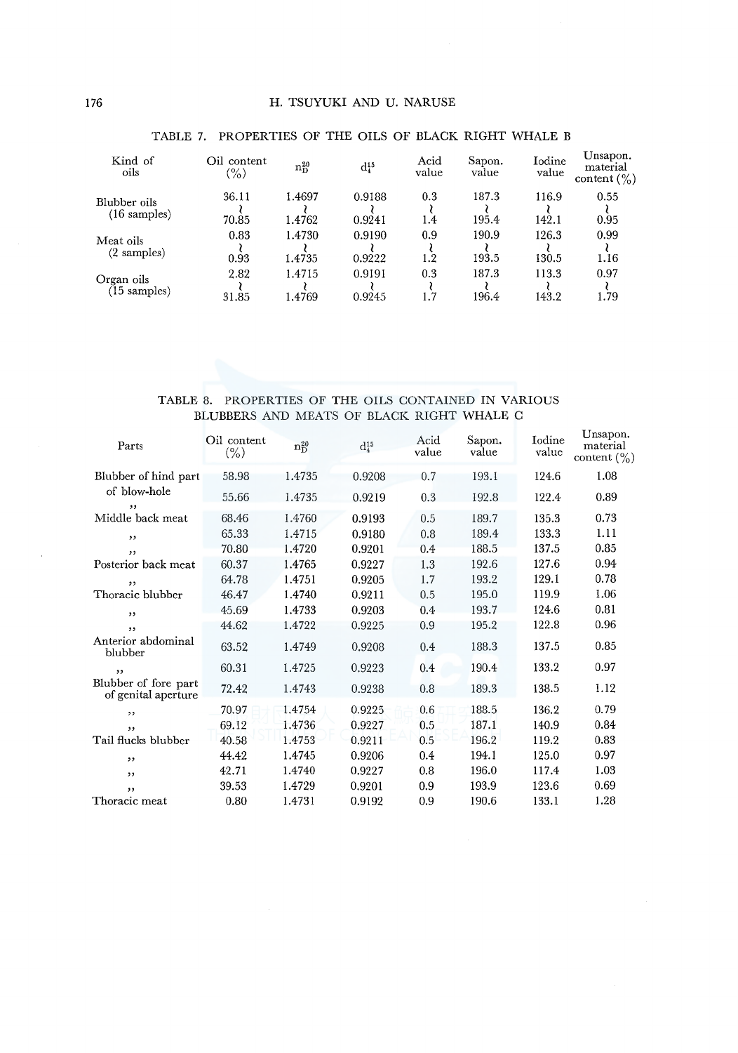TABLE 7. PROPERTIES OF THE OILS OF BLACK RIGHT WHALE B

| Kind of oils | Oil content (%) | $n_D^{20}$ | $d_4^{15}$ | Acid value | Sapon. value | Iodine value | Unsapon. material content (%) |
|---|---|---|---|---|---|---|---|
| Blubber oils (16 samples) | 36.11 ~ 70.85 | 1.4697 ~ 1.4762 | 0.9188 ~ 0.9241 | 0.3 ~ 1.4 | 187.3 ~ 195.4 | 116.9 ~ 142.1 | 0.55 ~ 0.95 |
| Meat oils (2 samples) | 0.83 ~ 0.93 | 1.4730 ~ 1.4735 | 0.9190 ~ 0.9222 | 0.9 ~ 1.2 | 190.9 ~ 193.5 | 126.3 ~ 130.5 | 0.99 ~ 1.16 |
| Organ oils (15 samples) | 2.82 ~ 31.85 | 1.4715 ~ 1.4769 | 0.9191 ~ 0.9245 | 0.3 ~ 1.7 | 187.3 ~ 196.4 | 113.3 ~ 143.2 | 0.97 ~ 1.79 |

TABLE 8. PROPERTIES OF THE OILS CONTAINED IN VARIOUS BLUBBERS AND MEATS OF BLACK RIGHT WHALE C

| Parts | Oil content (%) | $n_D^{20}$ | $d_4^{15}$ | Acid value | Sapon. value | Iodine value | Unsapon. material content (%) |
|---|---|---|---|---|---|---|---|
| Blubber of hind part of blow-hole | 58.98 | 1.4735 | 0.9208 | 0.7 | 193.1 | 124.6 | 1.08 |
| ,, | 55.66 | 1.4735 | 0.9219 | 0.3 | 192.8 | 122.4 | 0.89 |
| Middle back meat | 68.46 | 1.4760 | 0.9193 | 0.5 | 189.7 | 135.3 | 0.73 |
| ,, | 65.33 | 1.4715 | 0.9180 | 0.8 | 189.4 | 133.3 | 1.11 |
| ,, | 70.80 | 1.4720 | 0.9201 | 0.4 | 188.5 | 137.5 | 0.85 |
| Posterior back meat | 60.37 | 1.4765 | 0.9227 | 1.3 | 192.6 | 127.6 | 0.94 |
| ,, | 64.78 | 1.4751 | 0.9205 | 1.7 | 193.2 | 129.1 | 0.78 |
| Thoracic blubber | 46.47 | 1.4740 | 0.9211 | 0.5 | 195.0 | 119.9 | 1.06 |
| ,, | 45.69 | 1.4733 | 0.9203 | 0.4 | 193.7 | 124.6 | 0.81 |
| ,, | 44.62 | 1.4722 | 0.9225 | 0.9 | 195.2 | 122.8 | 0.96 |
| Anterior abdominal blubber | 63.52 | 1.4749 | 0.9208 | 0.4 | 188.3 | 137.5 | 0.85 |
| ,, | 60.31 | 1.4725 | 0.9223 | 0.4 | 190.4 | 133.2 | 0.97 |
| Blubber of fore part of genital aperture | 72.42 | 1.4743 | 0.9238 | 0.8 | 189.3 | 138.5 | 1.12 |
| ,, | 70.97 | 1.4754 | 0.9225 | 0.6 | 188.5 | 136.2 | 0.79 |
| ,, | 69.12 | 1.4736 | 0.9227 | 0.5 | 187.1 | 140.9 | 0.84 |
| Tail flucks blubber | 40.58 | 1.4753 | 0.9211 | 0.5 | 196.2 | 119.2 | 0.83 |
| ,, | 44.42 | 1.4745 | 0.9206 | 0.4 | 194.1 | 125.0 | 0.97 |
| ,, | 42.71 | 1.4740 | 0.9227 | 0.8 | 196.0 | 117.4 | 1.03 |
| ,, | 39.53 | 1.4729 | 0.9201 | 0.9 | 193.9 | 123.6 | 0.69 |
| Thoracic meat | 0.80 | 1.4731 | 0.9192 | 0.9 | 190.6 | 133.1 | 1.28 |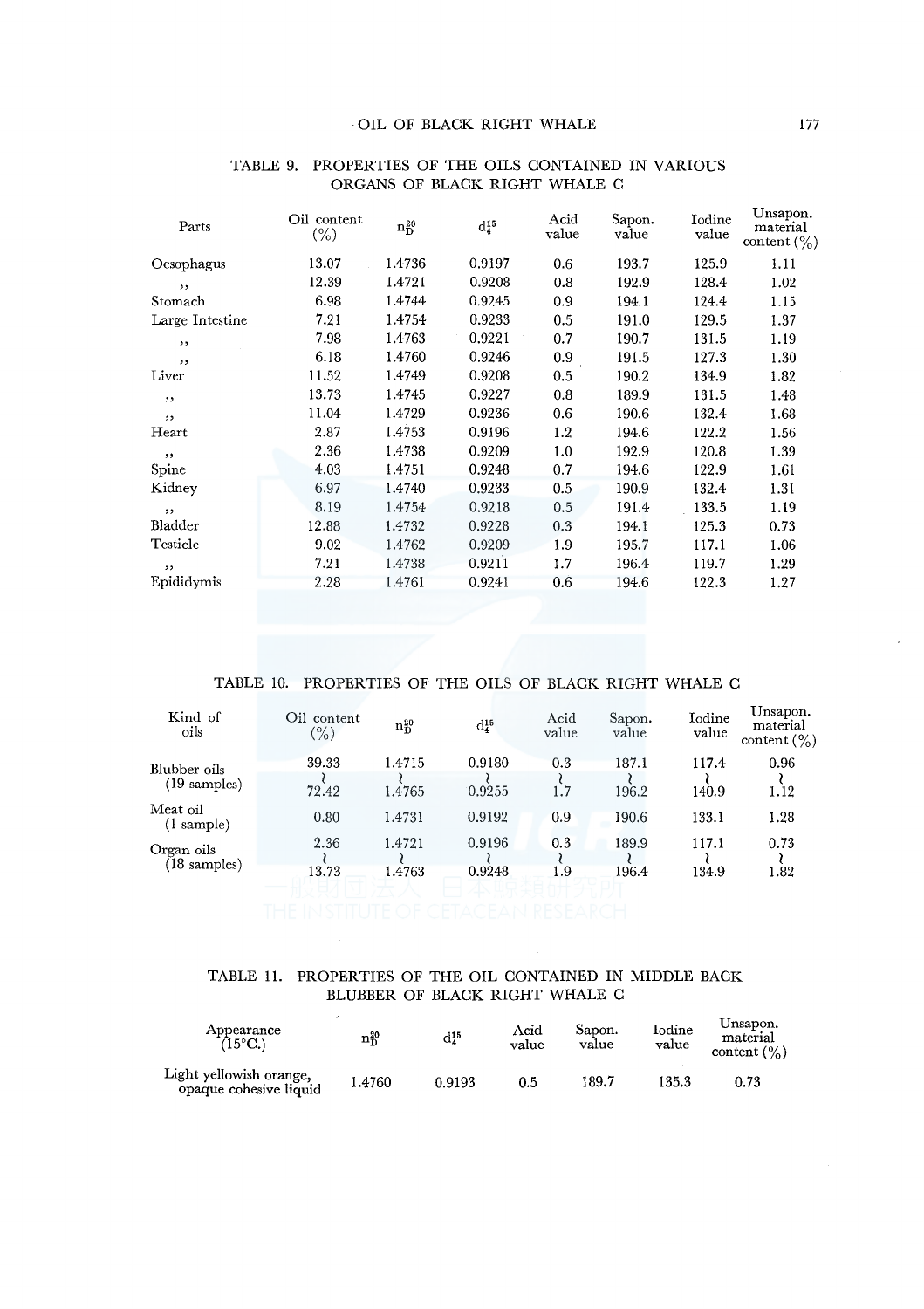TABLE 9. PROPERTIES OF THE OILS CONTAINED IN VARIOUS ORGANS OF BLACK RIGHT WHALE C

| Parts | Oil content (%) | $n_D^{20}$ | $d_4^{15}$ | Acid value | Sapon. value | Iodine value | Unsapon. material content (%) |
|---|---|---|---|---|---|---|---|
| Oesophagus | 13.07 | 1.4736 | 0.9197 | 0.6 | 193.7 | 125.9 | 1.11 |
| ,, | 12.39 | 1.4721 | 0.9208 | 0.8 | 192.9 | 128.4 | 1.02 |
| Stomach | 6.98 | 1.4744 | 0.9245 | 0.9 | 194.1 | 124.4 | 1.15 |
| Large Intestine | 7.21 | 1.4754 | 0.9233 | 0.5 | 191.0 | 129.5 | 1.37 |
| ,, | 7.98 | 1.4763 | 0.9221 | 0.7 | 190.7 | 131.5 | 1.19 |
| ,, | 6.18 | 1.4760 | 0.9246 | 0.9 | 191.5 | 127.3 | 1.30 |
| Liver | 11.52 | 1.4749 | 0.9208 | 0.5 | 190.2 | 134.9 | 1.82 |
| ,, | 13.73 | 1.4745 | 0.9227 | 0.8 | 189.9 | 131.5 | 1.48 |
| ,, | 11.04 | 1.4729 | 0.9236 | 0.6 | 190.6 | 132.4 | 1.68 |
| Heart | 2.87 | 1.4753 | 0.9196 | 1.2 | 194.6 | 122.2 | 1.56 |
| ,, | 2.36 | 1.4738 | 0.9209 | 1.0 | 192.9 | 120.8 | 1.39 |
| Spine | 4.03 | 1.4751 | 0.9248 | 0.7 | 194.6 | 122.9 | 1.61 |
| Kidney | 6.97 | 1.4740 | 0.9233 | 0.5 | 190.9 | 132.4 | 1.31 |
| ,, | 8.19 | 1.4754 | 0.9218 | 0.5 | 191.4 | 133.5 | 1.19 |
| Bladder | 12.88 | 1.4732 | 0.9228 | 0.3 | 194.1 | 125.3 | 0.73 |
| Testicle | 9.02 | 1.4762 | 0.9209 | 1.9 | 195.7 | 117.1 | 1.06 |
| ,, | 7.21 | 1.4738 | 0.9211 | 1.7 | 196.4 | 119.7 | 1.29 |
| Epididymis | 2.28 | 1.4761 | 0.9241 | 0.6 | 194.6 | 122.3 | 1.27 |

TABLE 10. PROPERTIES OF THE OILS OF BLACK RIGHT WHALE C

| Kind of oils | Oil content (%) | $n_D^{20}$ | $d_4^{15}$ | Acid value | Sapon. value | Iodine value | Unsapon. material content (%) |
|---|---|---|---|---|---|---|---|
| Blubber oils (19 samples) | 39.33 ~ 72.42 | 1.4715 ~ 1.4765 | 0.9180 ~ 0.9255 | 0.3 ~ 1.7 | 187.1 ~ 196.2 | 117.4 ~ 140.9 | 0.96 ~ 1.12 |
| Meat oil (1 sample) | 0.80 | 1.4731 | 0.9192 | 0.9 | 190.6 | 133.1 | 1.28 |
| Organ oils (18 samples) | 2.36 ~ 13.73 | 1.4721 ~ 1.4763 | 0.9196 ~ 0.9248 | 0.3 ~ 1.9 | 189.9 ~ 196.4 | 117.1 ~ 134.9 | 0.73 ~ 1.82 |

TABLE 11. PROPERTIES OF THE OIL CONTAINED IN MIDDLE BACK BLUBBER OF BLACK RIGHT WHALE C

| Appearance (15°C.) | $n_D^{20}$ | $d_4^{15}$ | Acid value | Sapon. value | Iodine value | Unsapon. material content (%) |
|---|---|---|---|---|---|---|
| Light yellowish orange, opaque cohesive liquid | 1.4760 | 0.9193 | 0.5 | 189.7 | 135.3 | 0.73 |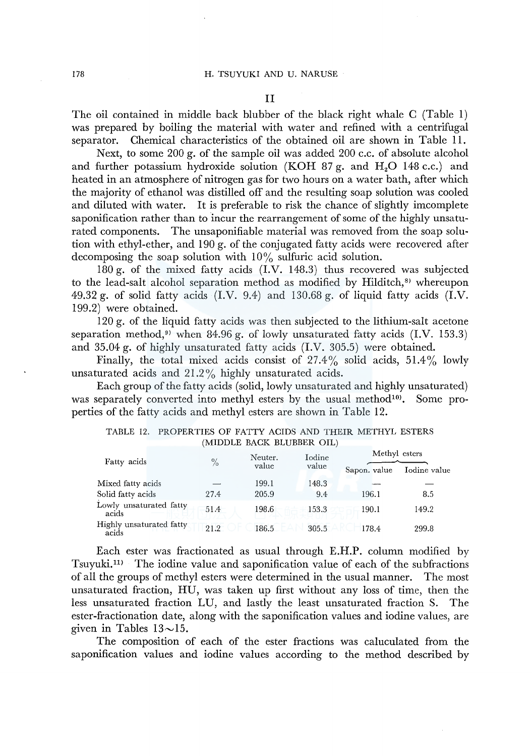## II

The oil contained in middle back blubber of the black right whale C (Table 1) was prepared by boiling the material with water and refined with a centrifugal separator. Chemical characteristics of the obtained oil are shown in Table 11.

Next, to some 200 g. of the sample oil was added 200 c.c. of absolute alcohol and further potassium hydroxide solution (KOH 87 g. and $H_2O$ 148 c.c.) and heated in an atmosphere of nitrogen gas for two hours on a water bath, after which the majority of ethanol was distilled off and the resulting soap solution was cooled and diluted with water. It is preferable to risk the chance of slightly imcomplete saponification rather than to incur the rearrangement of some of the highly unsaturated components. The unsaponifiable material was removed from the soap solution with ethyl-ether, and 190 g. of the conjugated fatty acids were recovered after decomposing the soap solution with 10% sulfuric acid solution.

180 g. of the mixed fatty acids (I.V. 148.3) thus recovered was subjected to the lead-salt alcohol separation method as modified by Hilditch,[8] whereupon 49.32 g. of solid fatty acids (I.V. 9.4) and 130.68 g. of liquid fatty acids (I.V. 199.2) were obtained.

120 g. of the liquid fatty acids was then subjected to the lithium-salt acetone separation method,[9] when 84.96 g. of lowly unsaturated fatty acids (I.V. 153.3) and 35.04 g. of highly unsaturated fatty acids (I.V. 305.5) were obtained.

Finally, the total mixed acids consist of 27.4% solid acids, 51.4% lowly unsaturated acids and 21.2% highly unsaturated acids.

Each group of the fatty acids (solid, lowly unsaturated and highly unsaturated) was separately converted into methyl esters by the usual method[10]. Some properties of the fatty acids and methyl esters are shown in Table 12.

TABLE 12. PROPERTIES OF FATTY ACIDS AND THEIR METHYL ESTERS (MIDDLE BACK BLUBBER OIL)

| Fatty acids | % | Neuter. value | Iodine value | Methyl esters | |
|---|---|---|---|---|---|
| | | | | Sapon. value | Iodine value |
| Mixed fatty acids | — | 199.1 | 148.3 | — | — |
| Solid fatty acids | 27.4 | 205.9 | 9.4 | 196.1 | 8.5 |
| Lowly unsaturated fatty acids | 51.4 | 198.6 | 153.3 | 190.1 | 149.2 |
| Highly unsaturated fatty acids | 21.2 | 186.5 | 305.5 | 178.4 | 299.8 |

Each ester was fractionated as usual through E.H.P. column modified by Tsuyuki.[11] The iodine value and saponification value of each of the subfractions of all the groups of methyl esters were determined in the usual manner. The most unsaturated fraction, HU, was taken up first without any loss of time, then the less unsaturated fraction LU, and lastly the least unsaturated fraction S. The ester-fractionation date, along with the saponification values and iodine values, are given in Tables 13～15.

The composition of each of the ester fractions was caluculated from the saponification values and iodine values according to the method described by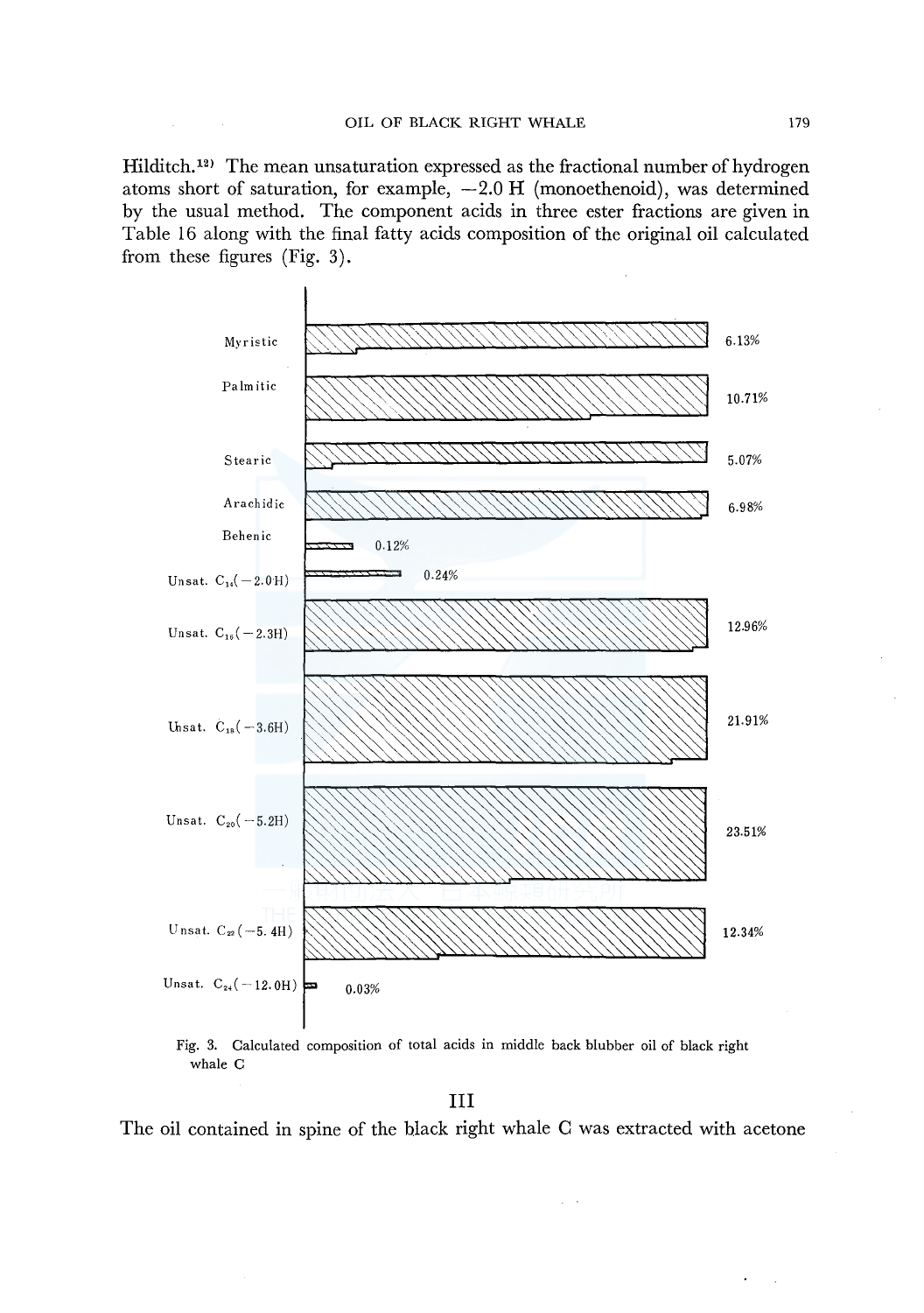Hilditch.[12] The mean unsaturation expressed as the fractional number of hydrogen atoms short of saturation, for example, −2.0 H (monoethenoid), was determined by the usual method. The component acids in three ester fractions are given in Table 16 along with the final fatty acids composition of the original oil calculated from these figures (Fig. 3).

| Acid | % |
|---|---|
| Myristic | 6.13% |
| Palmitic | 10.71% |
| Stearic | 5.07% |
| Arachidic | 6.98% |
| Behenic | 0.12% |
| Unsat. $C_{14}$(−2.0H) | 0.24% |
| Unsat. $C_{16}$(−2.3H) | 12.96% |
| Unsat. $C_{18}$(−3.6H) | 21.91% |
| Unsat. $C_{20}$(−5.2H) | 23.51% |
| Unsat. $C_{22}$(−5.4H) | 12.34% |
| Unsat. $C_{24}$(−12.0H) | 0.03% |

Fig. 3. Calculated composition of total acids in middle back blubber oil of black right whale C

## III

The oil contained in spine of the black right whale C was extracted with acetone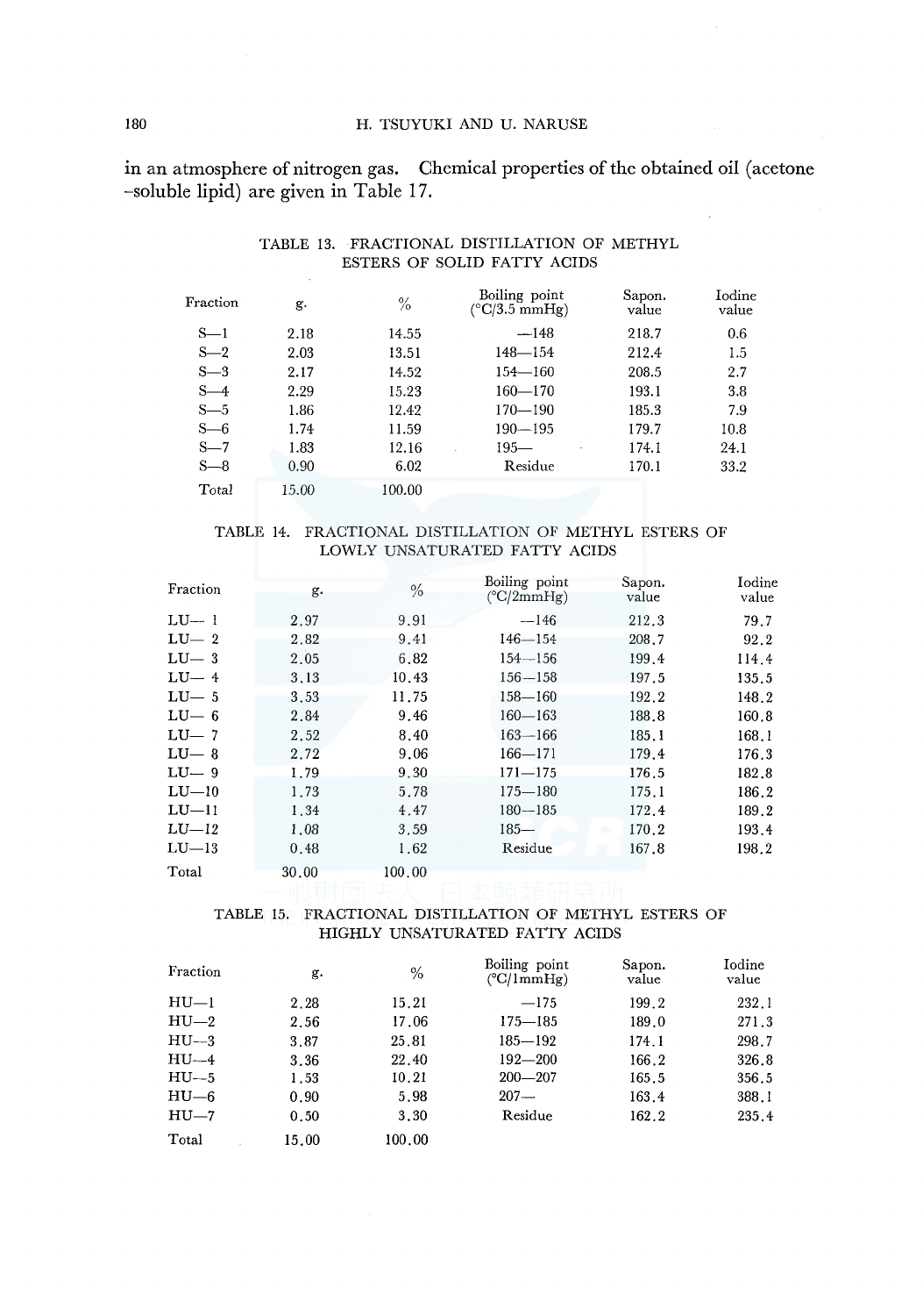in an atmosphere of nitrogen gas. Chemical properties of the obtained oil (acetone-soluble lipid) are given in Table 17.

TABLE 13. FRACTIONAL DISTILLATION OF METHYL ESTERS OF SOLID FATTY ACIDS

| Fraction | g. | % | Boiling point (°C/3.5 mmHg) | Sapon. value | Iodine value |
|---|---|---|---|---|---|
| S—1 | 2.18 | 14.55 | —148 | 218.7 | 0.6 |
| S—2 | 2.03 | 13.51 | 148—154 | 212.4 | 1.5 |
| S—3 | 2.17 | 14.52 | 154—160 | 208.5 | 2.7 |
| S—4 | 2.29 | 15.23 | 160—170 | 193.1 | 3.8 |
| S—5 | 1.86 | 12.42 | 170—190 | 185.3 | 7.9 |
| S—6 | 1.74 | 11.59 | 190—195 | 179.7 | 10.8 |
| S—7 | 1.83 | 12.16 | 195— | 174.1 | 24.1 |
| S—8 | 0.90 | 6.02 | Residue | 170.1 | 33.2 |
| Total | 15.00 | 100.00 | | | |

TABLE 14. FRACTIONAL DISTILLATION OF METHYL ESTERS OF LOWLY UNSATURATED FATTY ACIDS

| Fraction | g. | % | Boiling point (°C/2mmHg) | Sapon. value | Iodine value |
|---|---|---|---|---|---|
| LU— 1 | 2.97 | 9.91 | —146 | 212.3 | 79.7 |
| LU— 2 | 2.82 | 9.41 | 146—154 | 208.7 | 92.2 |
| LU— 3 | 2.05 | 6.82 | 154—156 | 199.4 | 114.4 |
| LU— 4 | 3.13 | 10.43 | 156—158 | 197.5 | 135.5 |
| LU— 5 | 3.53 | 11.75 | 158—160 | 192.2 | 148.2 |
| LU— 6 | 2.84 | 9.46 | 160—163 | 188.8 | 160.8 |
| LU— 7 | 2.52 | 8.40 | 163—166 | 185.1 | 168.1 |
| LU— 8 | 2.72 | 9.06 | 166—171 | 179.4 | 176.3 |
| LU— 9 | 1.79 | 9.30 | 171—175 | 176.5 | 182.8 |
| LU—10 | 1.73 | 5.78 | 175—180 | 175.1 | 186.2 |
| LU—11 | 1.34 | 4.47 | 180—185 | 172.4 | 189.2 |
| LU—12 | 1.08 | 3.59 | 185— | 170.2 | 193.4 |
| LU—13 | 0.48 | 1.62 | Residue | 167.8 | 198.2 |
| Total | 30.00 | 100.00 | | | |

TABLE 15. FRACTIONAL DISTILLATION OF METHYL ESTERS OF HIGHLY UNSATURATED FATTY ACIDS

| Fraction | g. | % | Boiling point (°C/1mmHg) | Sapon. value | Iodine value |
|---|---|---|---|---|---|
| HU—1 | 2.28 | 15.21 | —175 | 199.2 | 232.1 |
| HU—2 | 2.56 | 17.06 | 175—185 | 189.0 | 271.3 |
| HU—3 | 3.87 | 25.81 | 185—192 | 174.1 | 298.7 |
| HU—4 | 3.36 | 22.40 | 192—200 | 166.2 | 326.8 |
| HU—5 | 1.53 | 10.21 | 200—207 | 165.5 | 356.5 |
| HU—6 | 0.90 | 5.98 | 207— | 163.4 | 388.1 |
| HU—7 | 0.50 | 3.30 | Residue | 162.2 | 235.4 |
| Total | 15.00 | 100.00 | | | |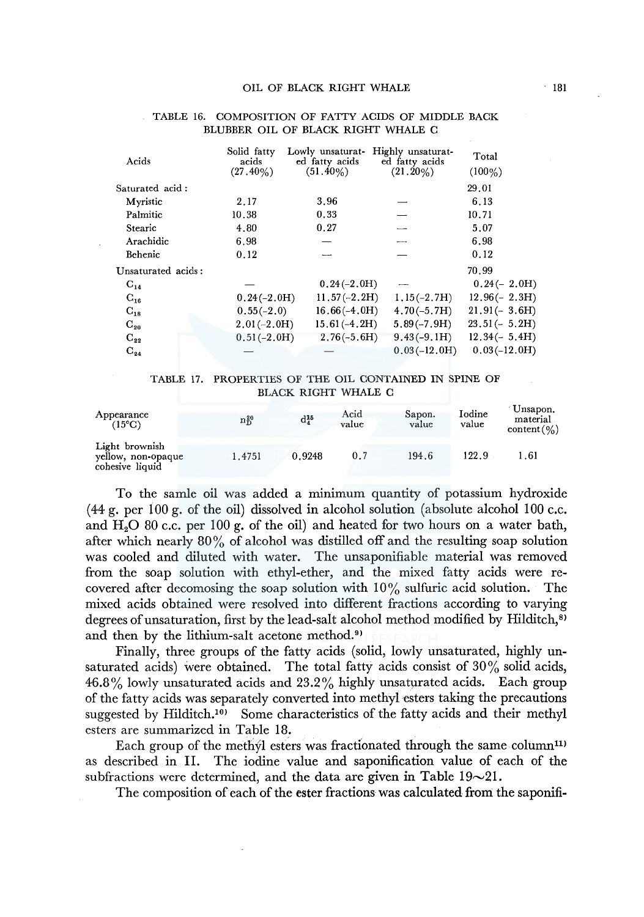TABLE 16. COMPOSITION OF FATTY ACIDS OF MIDDLE BACK BLUBBER OIL OF BLACK RIGHT WHALE C

| Acids | Solid fatty acids (27.40%) | Lowly unsaturated fatty acids (51.40%) | Highly unsaturated fatty acids (21.20%) | Total (100%) |
|---|---|---|---|---|
| Saturated acid: | | | | 29.01 |
| Myristic | 2.17 | 3.96 | — | 6.13 |
| Palmitic | 10.38 | 0.33 | — | 10.71 |
| Stearic | 4.80 | 0.27 | — | 5.07 |
| Arachidic | 6.98 | — | — | 6.98 |
| Behenic | 0.12 | — | — | 0.12 |
| Unsaturated acids: | | | | 70.99 |
| $C_{14}$ | — | 0.24(−2.0H) | — | 0.24(− 2.0H) |
| $C_{16}$ | 0.24(−2.0H) | 11.57(−2.2H) | 1.15(−2.7H) | 12.96(− 2.3H) |
| $C_{18}$ | 0.55(−2.0) | 16.66(−4.0H) | 4.70(−5.7H) | 21.91(− 3.6H) |
| $C_{20}$ | 2.01(−2.0H) | 15.61(−4.2H) | 5.89(−7.9H) | 23.51(− 5.2H) |
| $C_{22}$ | 0.51(−2.0H) | 2.76(−5.6H) | 9.43(−9.1H) | 12.34(− 5.4H) |
| $C_{24}$ | — | — | 0.03(−12.0H) | 0.03(−12.0H) |

TABLE 17. PROPERTIES OF THE OIL CONTAINED IN SPINE OF BLACK RIGHT WHALE C

| Appearance (15°C) | $n_D^{20}$ | $d_4^{15}$ | Acid value | Sapon. value | Iodine value | Unsapon. material content (%) |
|---|---|---|---|---|---|---|
| Light brownish yellow, non-opaque cohesive liquid | 1.4751 | 0.9248 | 0.7 | 194.6 | 122.9 | 1.61 |

To the samle oil was added a minimum quantity of potassium hydroxide (44 g. per 100 g. of the oil) dissolved in alcohol solution (absolute alcohol 100 c.c. and $H_2O$ 80 c.c. per 100 g. of the oil) and heated for two hours on a water bath, after which nearly 80% of alcohol was distilled off and the resulting soap solution was cooled and diluted with water. The unsaponifiable material was removed from the soap solution with ethyl-ether, and the mixed fatty acids were recovered after decomosing the soap solution with 10% sulfuric acid solution. The mixed acids obtained were resolved into different fractions according to varying degrees of unsaturation, first by the lead-salt alcohol method modified by Hilditch,[8] and then by the lithium-salt acetone method.[9]

Finally, three groups of the fatty acids (solid, lowly unsaturated, highly unsaturated acids) were obtained. The total fatty acids consist of 30% solid acids, 46.8% lowly unsaturated acids and 23.2% highly unsaturated acids. Each group of the fatty acids was separately converted into methyl esters taking the precautions suggested by Hilditch.[10] Some characteristics of the fatty acids and their methyl esters are summarized in Table 18.

Each group of the methyl esters was fractionated through the same column[11] as described in II. The iodine value and saponification value of each of the subfractions were determined, and the data are given in Table 19∼21.

The composition of each of the ester fractions was calculated from the saponifi-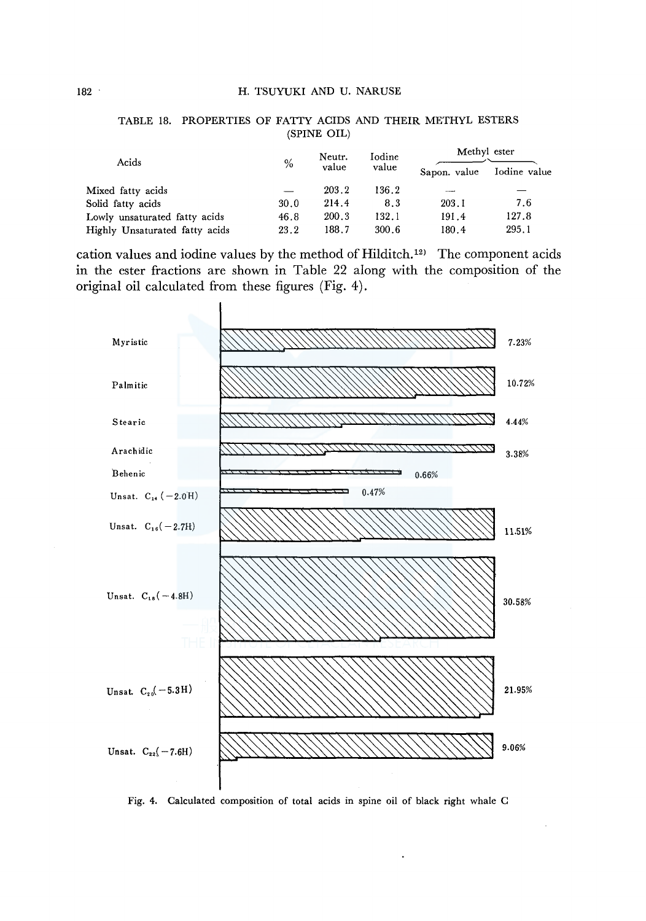TABLE 18. PROPERTIES OF FATTY ACIDS AND THEIR METHYL ESTERS (SPINE OIL)

| Acids | % | Neutr. value | Iodine value | Methyl ester | |
|---|---|---|---|---|---|
| | | | | Sapon. value | Iodine value |
| Mixed fatty acids | — | 203.2 | 136.2 | — | — |
| Solid fatty acids | 30.0 | 214.4 | 8.3 | 203.1 | 7.6 |
| Lowly unsaturated fatty acids | 46.8 | 200.3 | 132.1 | 191.4 | 127.8 |
| Highly Unsaturated fatty acids | 23.2 | 188.7 | 300.6 | 180.4 | 295.1 |

cation values and iodine values by the method of Hilditch.[12] The component acids in the ester fractions are shown in Table 22 along with the composition of the original oil calculated from these figures (Fig. 4).

Fig. 4. Calculated composition of total acids in spine oil of black right whale C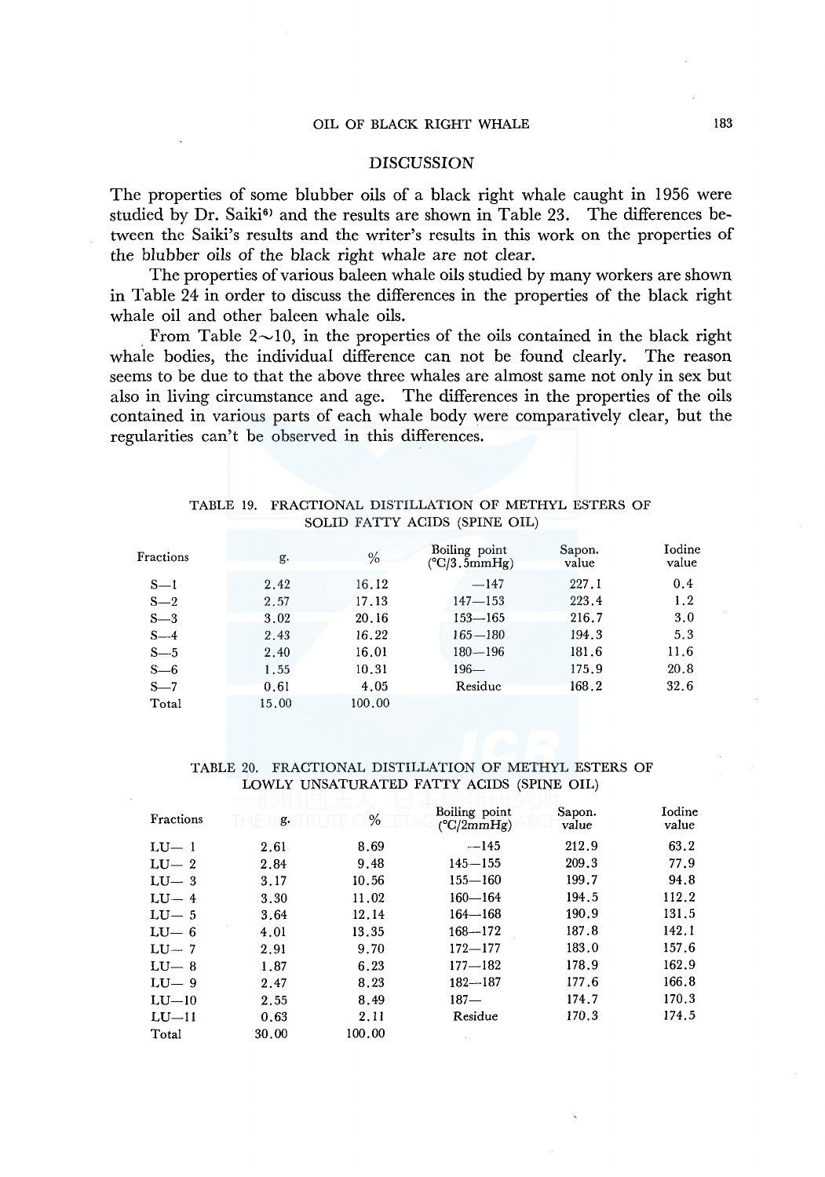## DISCUSSION

The properties of some blubber oils of a black right whale caught in 1956 were studied by Dr. Saiki[6] and the results are shown in Table 23. The differences between the Saiki's results and the writer's results in this work on the properties of the blubber oils of the black right whale are not clear.

The properties of various baleen whale oils studied by many workers are shown in Table 24 in order to discuss the differences in the properties of the black right whale oil and other baleen whale oils.

From Table 2~10, in the properties of the oils contained in the black right whale bodies, the individual difference can not be found clearly. The reason seems to be due to that the above three whales are almost same not only in sex but also in living circumstance and age. The differences in the properties of the oils contained in various parts of each whale body were comparatively clear, but the regularities can't be observed in this differences.

TABLE 19. FRACTIONAL DISTILLATION OF METHYL ESTERS OF SOLID FATTY ACIDS (SPINE OIL)

| Fractions | g. | % | Boiling point (°C/3.5mmHg) | Sapon. value | Iodine value |
|---|---|---|---|---|---|
| S—1 | 2.42 | 16.12 | —147 | 227.1 | 0.4 |
| S—2 | 2.57 | 17.13 | 147—153 | 223.4 | 1.2 |
| S—3 | 3.02 | 20.16 | 153—165 | 216.7 | 3.0 |
| S—4 | 2.43 | 16.22 | 165—180 | 194.3 | 5.3 |
| S—5 | 2.40 | 16.01 | 180—196 | 181.6 | 11.6 |
| S—6 | 1.55 | 10.31 | 196— | 175.9 | 20.8 |
| S—7 | 0.61 | 4.05 | Residue | 168.2 | 32.6 |
| Total | 15.00 | 100.00 | | | |

TABLE 20. FRACTIONAL DISTILLATION OF METHYL ESTERS OF LOWLY UNSATURATED FATTY ACIDS (SPINE OIL)

| Fractions | g. | % | Boiling point (°C/2mmHg) | Sapon. value | Iodine value |
|---|---|---|---|---|---|
| LU— 1 | 2.61 | 8.69 | —145 | 212.9 | 63.2 |
| LU— 2 | 2.84 | 9.48 | 145—155 | 209.3 | 77.9 |
| LU— 3 | 3.17 | 10.56 | 155—160 | 199.7 | 94.8 |
| LU— 4 | 3.30 | 11.02 | 160—164 | 194.5 | 112.2 |
| LU— 5 | 3.64 | 12.14 | 164—168 | 190.9 | 131.5 |
| LU— 6 | 4.01 | 13.35 | 168—172 | 187.8 | 142.1 |
| LU— 7 | 2.91 | 9.70 | 172—177 | 183.0 | 157.6 |
| LU— 8 | 1.87 | 6.23 | 177—182 | 178.9 | 162.9 |
| LU— 9 | 2.47 | 8.23 | 182—187 | 177.6 | 166.8 |
| LU—10 | 2.55 | 8.49 | 187— | 174.7 | 170.3 |
| LU—11 | 0.63 | 2.11 | Residue | 170.3 | 174.5 |
| Total | 30.00 | 100.00 | | | |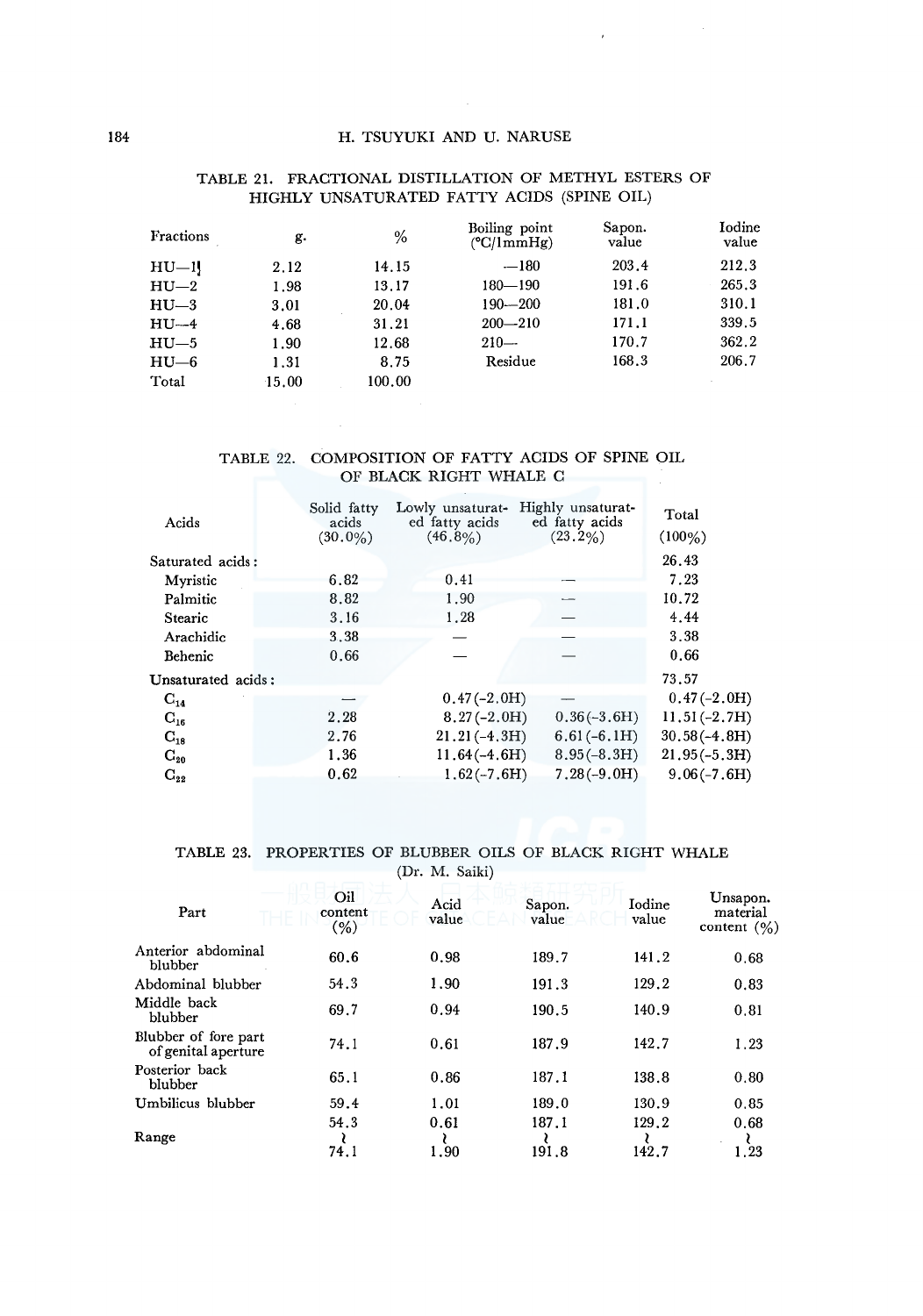TABLE 21. FRACTIONAL DISTILLATION OF METHYL ESTERS OF HIGHLY UNSATURATED FATTY ACIDS (SPINE OIL)

| Fractions | g. | % | Boiling point (°C/1mmHg) | Sapon. value | Iodine value |
|---|---|---|---|---|---|
| HU—1 | 2.12 | 14.15 | —180 | 203.4 | 212.3 |
| HU—2 | 1.98 | 13.17 | 180—190 | 191.6 | 265.3 |
| HU—3 | 3.01 | 20.04 | 190—200 | 181.0 | 310.1 |
| HU—4 | 4.68 | 31.21 | 200—210 | 171.1 | 339.5 |
| HU—5 | 1.90 | 12.68 | 210— | 170.7 | 362.2 |
| HU—6 | 1.31 | 8.75 | Residue | 168.3 | 206.7 |
| Total | 15.00 | 100.00 | | | |

TABLE 22. COMPOSITION OF FATTY ACIDS OF SPINE OIL OF BLACK RIGHT WHALE C

| Acids | Solid fatty acids (30.0%) | Lowly unsaturated fatty acids (46.8%) | Highly unsaturated fatty acids (23.2%) | Total (100%) |
|---|---|---|---|---|
| Saturated acids: | | | | 26.43 |
| Myristic | 6.82 | 0.41 | — | 7.23 |
| Palmitic | 8.82 | 1.90 | — | 10.72 |
| Stearic | 3.16 | 1.28 | — | 4.44 |
| Arachidic | 3.38 | — | — | 3.38 |
| Behenic | 0.66 | — | — | 0.66 |
| Unsaturated acids: | | | | 73.57 |
| $C_{14}$ | — | 0.47(-2.0H) | — | 0.47(-2.0H) |
| $C_{16}$ | 2.28 | 8.27(-2.0H) | 0.36(-3.6H) | 11.51(-2.7H) |
| $C_{18}$ | 2.76 | 21.21(-4.3H) | 6.61(-6.1H) | 30.58(-4.8H) |
| $C_{20}$ | 1.36 | 11.64(-4.6H) | 8.95(-8.3H) | 21.95(-5.3H) |
| $C_{22}$ | 0.62 | 1.62(-7.6H) | 7.28(-9.0H) | 9.06(-7.6H) |

TABLE 23. PROPERTIES OF BLUBBER OILS OF BLACK RIGHT WHALE (Dr. M. Saiki)

| Part | Oil content (%) | Acid value | Sapon. value | Iodine value | Unsapon. material content (%) |
|---|---|---|---|---|---|
| Anterior abdominal blubber | 60.6 | 0.98 | 189.7 | 141.2 | 0.68 |
| Abdominal blubber | 54.3 | 1.90 | 191.3 | 129.2 | 0.83 |
| Middle back blubber | 69.7 | 0.94 | 190.5 | 140.9 | 0.81 |
| Blubber of fore part of genital aperture | 74.1 | 0.61 | 187.9 | 142.7 | 1.23 |
| Posterior back blubber | 65.1 | 0.86 | 187.1 | 138.8 | 0.80 |
| Umbilicus blubber | 59.4 | 1.01 | 189.0 | 130.9 | 0.85 |
| Range | 54.3 ~ 74.1 | 0.61 ~ 1.90 | 187.1 ~ 191.8 | 129.2 ~ 142.7 | 0.68 ~ 1.23 |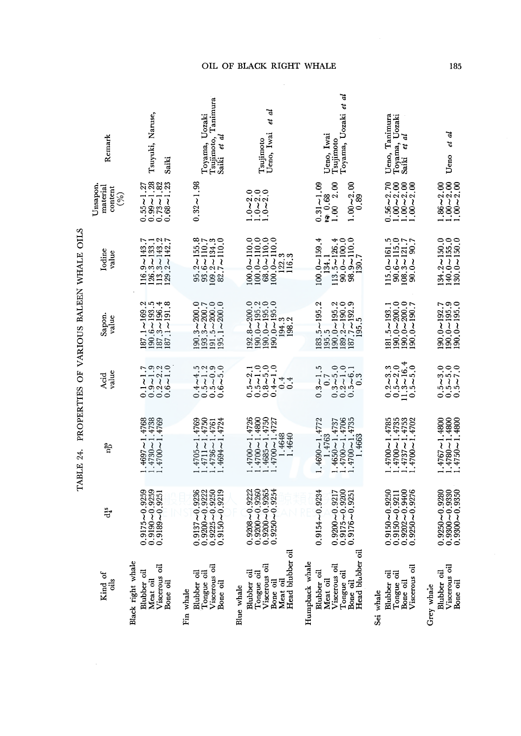TABLE 24. PROPERTIES OF VARIOUS BALEEN WHALE OILS

| Kind of oils | $d_4^{15}$ | $n_D^{20}$ | Acid value | Sapon. value | Iodine value | Unsapon. material content (%) | Remark |
|---|---|---|---|---|---|---|---|
| Black right whale | | | | | | | |
| Blubber oil | 0.9175~0.9259 | 1.4697~1.4768 | 0.1~1.7 | 187.1~169.2 | 116.9~143.7 | 0.55~1.27 | Tsuyuki, Naruse, |
| Meat oil | 0.9190~0.9259 | 1.4730~1.4738 | 0.9~1.9 | 190.6~193.5 | 126.3~133.1 | 0.99~1.28 | |
| Viscerous oil | 0.9189~0.9251 | 1.4700~1.4769 | 0.2~2.2 | 187.3~196.4 | 113.3~143.2 | 0.73~1.82 | |
| Bone oil | | | 0.6~1.0 | 187.1~191.8 | 129.2~142.7 | 0.68~1.23 | Saiki |
| Fin whale | | | | | | | |
| Blubber oil | 0.9137~0.9236 | 1.4705~1.4769 | 0.4~4.5 | 190.3~200.0 | 95.2~155.8 | 0.32~1.98 | Toyama, Uozaki |
| Tongue oil | 0.9200~0.9222 | 1.4711~1.4750 | 0.5~1.2 | 193.3~200.7 | 93.6~110.7 | | Tsujimoto, Tanimura |
| Viscerous oil | 0.9225~0.9250 | 1.4736~1.4761 | 0.5~0.9 | 191.5~200.0 | 109.2~134.3 | | Saiki *et al* |
| Bone oil | 0.9150~0.9219 | 1.4694~1.4724 | 0.6~5.0 | 195.1~200.0 | 82.7~110.0 | | |
| Blue whale | | | | | | | |
| Blubber oil | 0.9208~0.9222 | 1.4700~1.4726 | 0.5~2.1 | 192.8~200.0 | 100.0~110.0 | 1.0~2.0 | Tsujimoto |
| Tongue oil | 0.9200~0.9260 | 1.4700~1.4800 | 0.5~1.0 | 190.0~195.2 | 100.0~110.0 | 1.0~2.0 | Ueno, Iwai *et al* |
| Viscerous oil | 0.9200~0.9265 | 1.4685~1.4750 | 0.8~5.0 | 190.0~195.0 | 68.0~110.0 | 1.0~2.0 | |
| Bone oil | 0.9250~0.9254 | 1.4700~1.4727 | 0.4~1.0 | 190.0~195.0 | 100.0~110.0 | | |
| Meat oil | | 1.4648 | 0.4 | 194.3 | 122.3 | | |
| Head blubber oil | | 1.4640 | 0.4 | 198.2 | 116.3 | | |
| Humpback whale | | | | | | | |
| Blubber oil | 0.9154~0.9234 | 1.4690~1.4772 | 0.3~1.5 | 183.5~195.2 | 100.0~159.4 | 0.31~1.09 | Ueno, Iwai |
| Meat oil | | 1.4763 | 0.7 | 195.5 | 134.1 | 0.68 | Tsujimoto |
| Viscerous oil | 0.9200~0.9217 | 1.4650~1.4737 | 0.3~5.0 | 190.0~195.2 | 113.5~126.4 | 1.00 2.00 | Toyama, Uozaki *et al* |
| Tongue oil | 0.9175~0.9200 | 1.4700~1.4706 | 0.2~1.0 | 189.2~190.0 | 90.0~100.0 | | |
| Bone oil | 0.9176~0.9251 | 1.4700~1.4735 | 0.5~6.1 | 187.7~192.9 | 98.9~110.0 | 1.00~2.00 | |
| Head blubber oil | | 1.4663 | 0.3 | 195.5 | 130.7 | 0.89 | |
| Sei whale | | | | | | | |
| Blubber oil | 0.9150~0.9250 | 1.4700~1.4785 | 0.2~3.3 | 181.5~193.1 | 115.0~161.5 | 0.56~2.70 | Ueno, Tanimura |
| Tongue oil | 0.9150~0.9211 | 1.4700~1.4735 | 0.5~2.0 | 190.0~200.0 | 90.6~115.0 | 1.00~2.00 | Toyama, Uozaki |
| Bone oil | 0.9202~0.9400 | 1.4737~1.4753 | 11.3~16.4 | 190.0~200.0 | 108.3~121.7 | 1.00~2.00 | Saiki *et al* |
| Viscerous oil | 0.9250~0.9276 | 1.4700~1.4702 | 0.5~5.0 | 190.0~190.7 | 90.0~ 90.7 | 1.00~2.00 | |
| Grey whale | | | | | | | |
| Blubber oil | 0.9250~0.9280 | 1.4767~1.4800 | 0.5~3.0 | 190.0~192.7 | 134.2~150.0 | 1.86~2.00 | |
| Viscerous oil | 0.9300~0.9330 | 1.4780~1.4800 | 0.5~5.0 | 190.0~195.9 | 140.0~155.0 | 1.00~2.00 | Ueno *et al* |
| Bone oil | 0.9300~0.9350 | 1.4750~1.4800 | 0.5~7.0 | 190.0~195.0 | 130.0~150.0 | 1.00~2.00 | |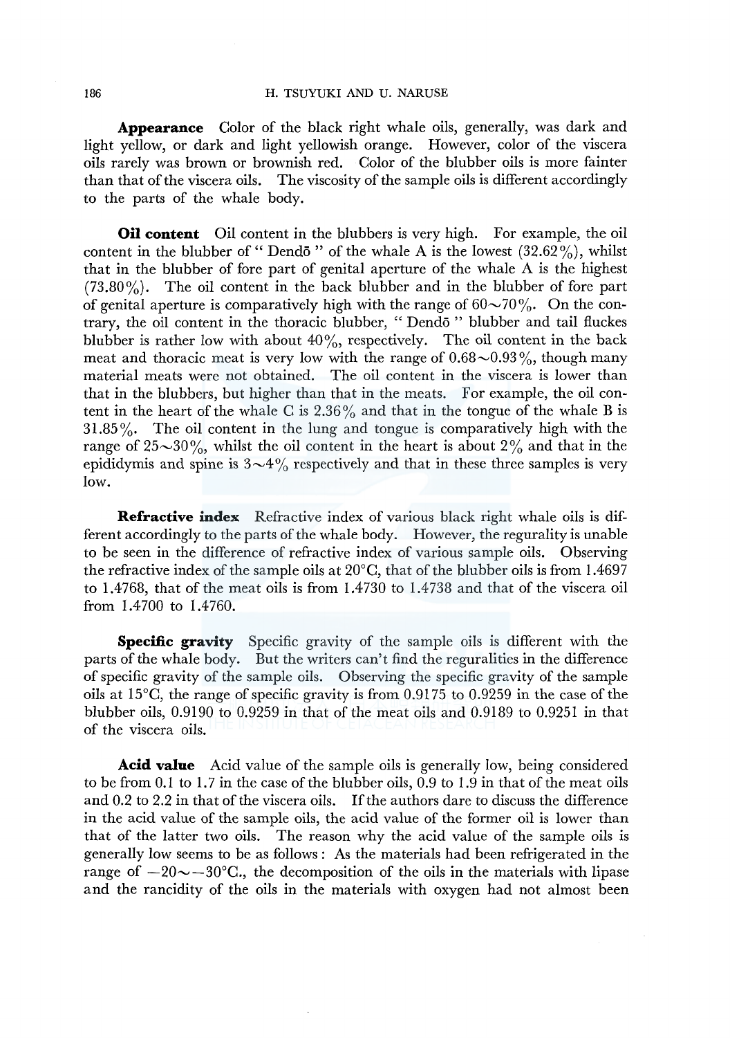**Appearance** Color of the black right whale oils, generally, was dark and light yellow, or dark and light yellowish orange. However, color of the viscera oils rarely was brown or brownish red. Color of the blubber oils is more fainter than that of the viscera oils. The viscosity of the sample oils is different accordingly to the parts of the whale body.

**Oil content** Oil content in the blubbers is very high. For example, the oil content in the blubber of " Dendō " of the whale A is the lowest (32.62%), whilst that in the blubber of fore part of genital aperture of the whale A is the highest (73.80%). The oil content in the back blubber and in the blubber of fore part of genital aperture is comparatively high with the range of 60~70%. On the contrary, the oil content in the thoracic blubber, " Dendō " blubber and tail fluckes blubber is rather low with about 40%, respectively. The oil content in the back meat and thoracic meat is very low with the range of 0.68~0.93%, though many material meats were not obtained. The oil content in the viscera is lower than that in the blubbers, but higher than that in the meats. For example, the oil content in the heart of the whale C is 2.36% and that in the tongue of the whale B is 31.85%. The oil content in the lung and tongue is comparatively high with the range of 25~30%, whilst the oil content in the heart is about 2% and that in the epididymis and spine is 3~4% respectively and that in these three samples is very low.

**Refractive index** Refractive index of various black right whale oils is different accordingly to the parts of the whale body. However, the reguarity is unable to be seen in the difference of refractive index of various sample oils. Observing the refractive index of the sample oils at 20°C, that of the blubber oils is from 1.4697 to 1.4768, that of the meat oils is from 1.4730 to 1.4738 and that of the viscera oil from 1.4700 to 1.4760.

**Specific gravity** Specific gravity of the sample oils is different with the parts of the whale body. But the writers can't find the reguralities in the difference of specific gravity of the sample oils. Observing the specific gravity of the sample oils at 15°C, the range of specific gravity is from 0.9175 to 0.9259 in the case of the blubber oils, 0.9190 to 0.9259 in that of the meat oils and 0.9189 to 0.9251 in that of the viscera oils.

**Acid value** Acid value of the sample oils is generally low, being considered to be from 0.1 to 1.7 in the case of the blubber oils, 0.9 to 1.9 in that of the meat oils and 0.2 to 2.2 in that of the viscera oils. If the authors dare to discuss the difference in the acid value of the sample oils, the acid value of the former oil is lower than that of the latter two oils. The reason why the acid value of the sample oils is generally low seems to be as follows: As the materials had been refrigerated in the range of −20~−30°C., the decomposition of the oils in the materials with lipase and the rancidity of the oils in the materials with oxygen had not almost been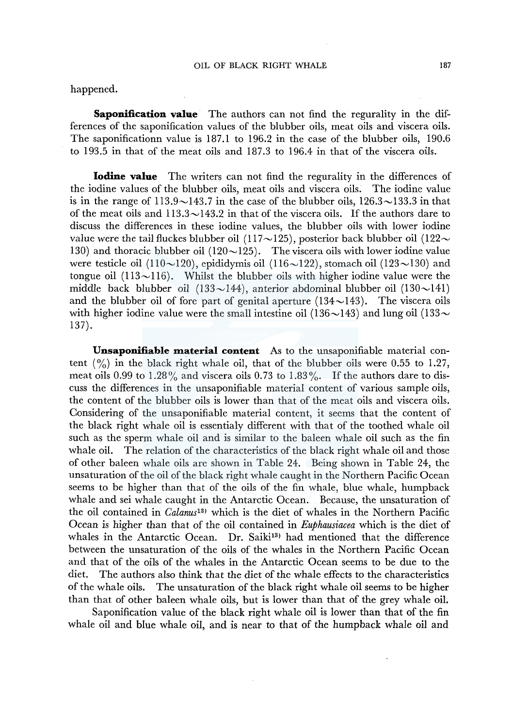happened.

**Saponification value** The authors can not find the reguarity in the differences of the saponification values of the blubber oils, meat oils and viscera oils. The saponificationn value is 187.1 to 196.2 in the case of the blubber oils, 190.6 to 193.5 in that of the meat oils and 187.3 to 196.4 in that of the viscera oils.

**Iodine value** The writers can not find the reguarity in the differences of the iodine values of the blubber oils, meat oils and viscera oils. The iodine value is in the range of 113.9~143.7 in the case of the blubber oils, 126.3~133.3 in that of the meat oils and 113.3~143.2 in that of the viscera oils. If the authors dare to discuss the differences in these iodine values, the blubber oils with lower iodine value were the tail fluckes blubber oil (117~125), posterior back blubber oil (122~130) and thoracic blubber oil (120~125). The viscera oils with lower iodine value were testicle oil (110~120), epididymis oil (116~122), stomach oil (123~130) and tongue oil (113~116). Whilst the blubber oils with higher iodine value were the middle back blubber oil (133~144), anterior abdominal blubber oil (130~141) and the blubber oil of fore part of genital aperture (134~143). The viscera oils with higher iodine value were the small intestine oil (136~143) and lung oil (133~137).

**Unsaponifiable material content** As to the unsaponifiable material content (%) in the black right whale oil, that of the blubber oils were 0.55 to 1.27, meat oils 0.99 to 1.28% and viscera oils 0.73 to 1.83%. If the authors dare to discuss the differences in the unsaponifiable material content of various sample oils, the content of the blubber oils is lower than that of the meat oils and viscera oils. Considering of the unsaponifiable material content, it seems that the content of the black right whale oil is essentialy different with that of the toothed whale oil such as the sperm whale oil and is similar to the baleen whale oil such as the fin whale oil. The relation of the characteristics of the black right whale oil and those of other baleen whale oils are shown in Table 24. Being shown in Table 24, the unsaturation of the oil of the black right whale caught in the Northern Pacific Ocean seems to be higher than that of the oils of the fin whale, blue whale, humpback whale and sei whale caught in the Antarctic Ocean. Because, the unsaturation of the oil contained in *Calanus*[13] which is the diet of whales in the Northern Pacific Ocean is higher than that of the oil contained in *Euphausiacea* which is the diet of whales in the Antarctic Ocean. Dr. Saiki[13] had mentioned that the difference between the unsaturation of the oils of the whales in the Northern Pacific Ocean and that of the oils of the whales in the Antarctic Ocean seems to be due to the diet. The authors also think that the diet of the whale effects to the characteristics of the whale oils. The unsaturation of the black right whale oil seems to be higher than that of other baleen whale oils, but is lower than that of the grey whale oil.

Saponification value of the black right whale oil is lower than that of the fin whale oil and blue whale oil, and is near to that of the humpback whale oil and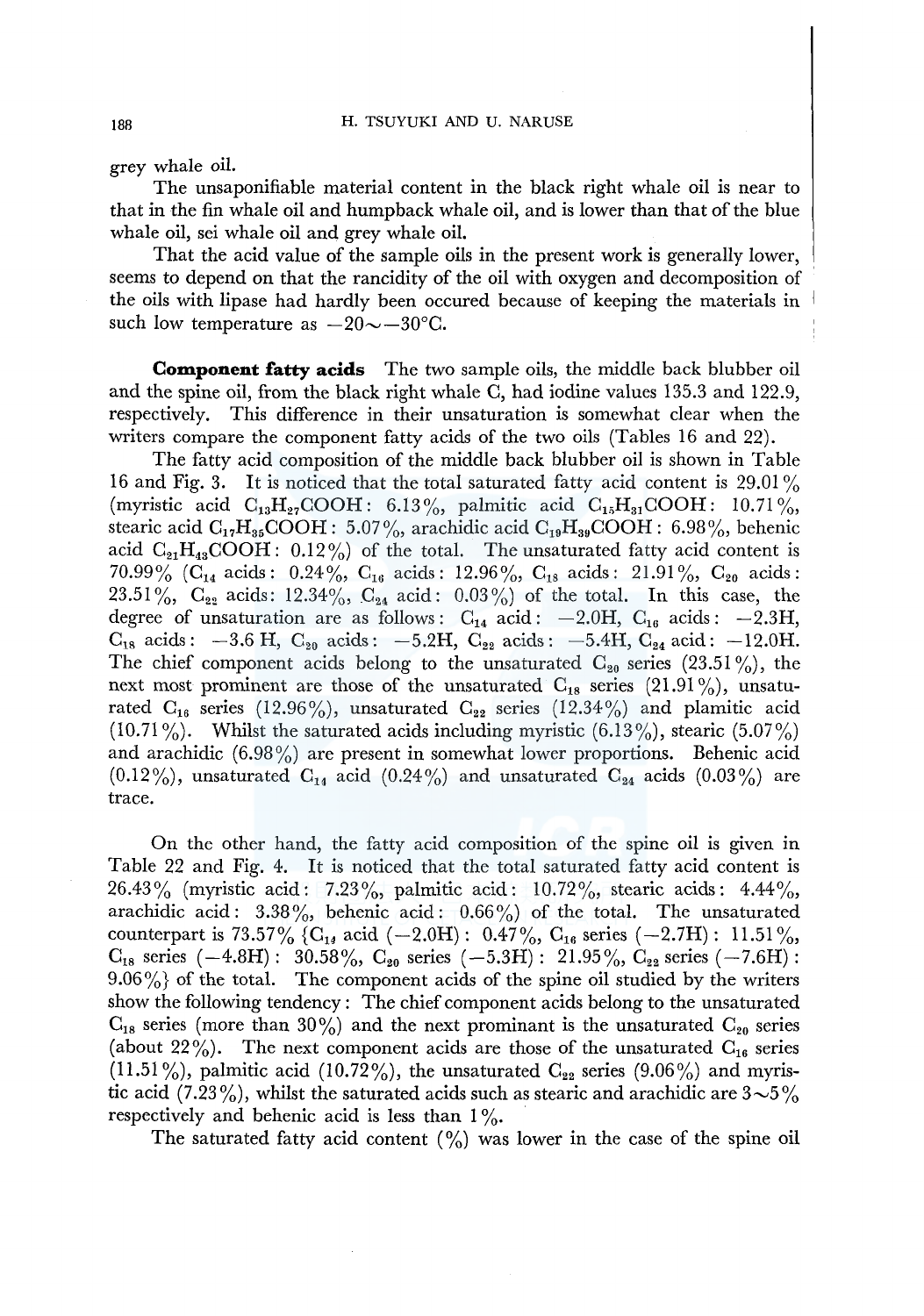grey whale oil.

The unsaponifiable material content in the black right whale oil is near to that in the fin whale oil and humpback whale oil, and is lower than that of the blue whale oil, sei whale oil and grey whale oil.

That the acid value of the sample oils in the present work is generally lower, seems to depend on that the rancidity of the oil with oxygen and decomposition of the oils with lipase had hardly been occured because of keeping the materials in such low temperature as $-20\sim-30°C$.

**Component fatty acids** The two sample oils, the middle back blubber oil and the spine oil, from the black right whale C, had iodine values 135.3 and 122.9, respectively. This difference in their unsaturation is somewhat clear when the writers compare the component fatty acids of the two oils (Tables 16 and 22).

The fatty acid composition of the middle back blubber oil is shown in Table 16 and Fig. 3. It is noticed that the total saturated fatty acid content is 29.01% (myristic acid $C_{13}H_{27}COOH$: 6.13%, palmitic acid $C_{15}H_{31}COOH$: 10.71%, stearic acid $C_{17}H_{35}COOH$: 5.07%, arachidic acid $C_{19}H_{39}COOH$: 6.98%, behenic acid $C_{21}H_{43}COOH$: 0.12%) of the total. The unsaturated fatty acid content is 70.99% ($C_{14}$ acids: 0.24%, $C_{16}$ acids: 12.96%, $C_{18}$ acids: 21.91%, $C_{20}$ acids: 23.51%, $C_{22}$ acids: 12.34%, $C_{24}$ acid: 0.03%) of the total. In this case, the degree of unsaturation are as follows: $C_{14}$ acid: $-2.0H$, $C_{16}$ acids: $-2.3H$, $C_{18}$ acids: $-3.6H$, $C_{20}$ acids: $-5.2H$, $C_{22}$ acids: $-5.4H$, $C_{24}$ acid: $-12.0H$. The chief component acids belong to the unsaturated $C_{20}$ series (23.51%), the next most prominent are those of the unsaturated $C_{18}$ series (21.91%), unsaturated $C_{16}$ series (12.96%), unsaturated $C_{22}$ series (12.34%) and plamitic acid (10.71%). Whilst the saturated acids including myristic (6.13%), stearic (5.07%) and arachidic (6.98%) are present in somewhat lower proportions. Behenic acid (0.12%), unsaturated $C_{14}$ acid (0.24%) and unsaturated $C_{24}$ acids (0.03%) are trace.

On the other hand, the fatty acid composition of the spine oil is given in Table 22 and Fig. 4. It is noticed that the total saturated fatty acid content is 26.43% (myristic acid: 7.23%, palmitic acid: 10.72%, stearic acids: 4.44%, arachidic acid: 3.38%, behenic acid: 0.66%) of the total. The unsaturated counterpart is 73.57% {$C_{14}$ acid ($-2.0H$): 0.47%, $C_{16}$ series ($-2.7H$): 11.51%, $C_{18}$ series ($-4.8H$): 30.58%, $C_{20}$ series ($-5.3H$): 21.95%, $C_{22}$ series ($-7.6H$): 9.06%} of the total. The component acids of the spine oil studied by the writers show the following tendency: The chief component acids belong to the unsaturated $C_{18}$ series (more than 30%) and the next prominant is the unsaturated $C_{20}$ series (about 22%). The next component acids are those of the unsaturated $C_{16}$ series (11.51%), palmitic acid (10.72%), the unsaturated $C_{22}$ series (9.06%) and myristic acid (7.23%), whilst the saturated acids such as stearic and arachidic are $3\sim5$% respectively and behenic acid is less than 1%.

The saturated fatty acid content (%) was lower in the case of the spine oil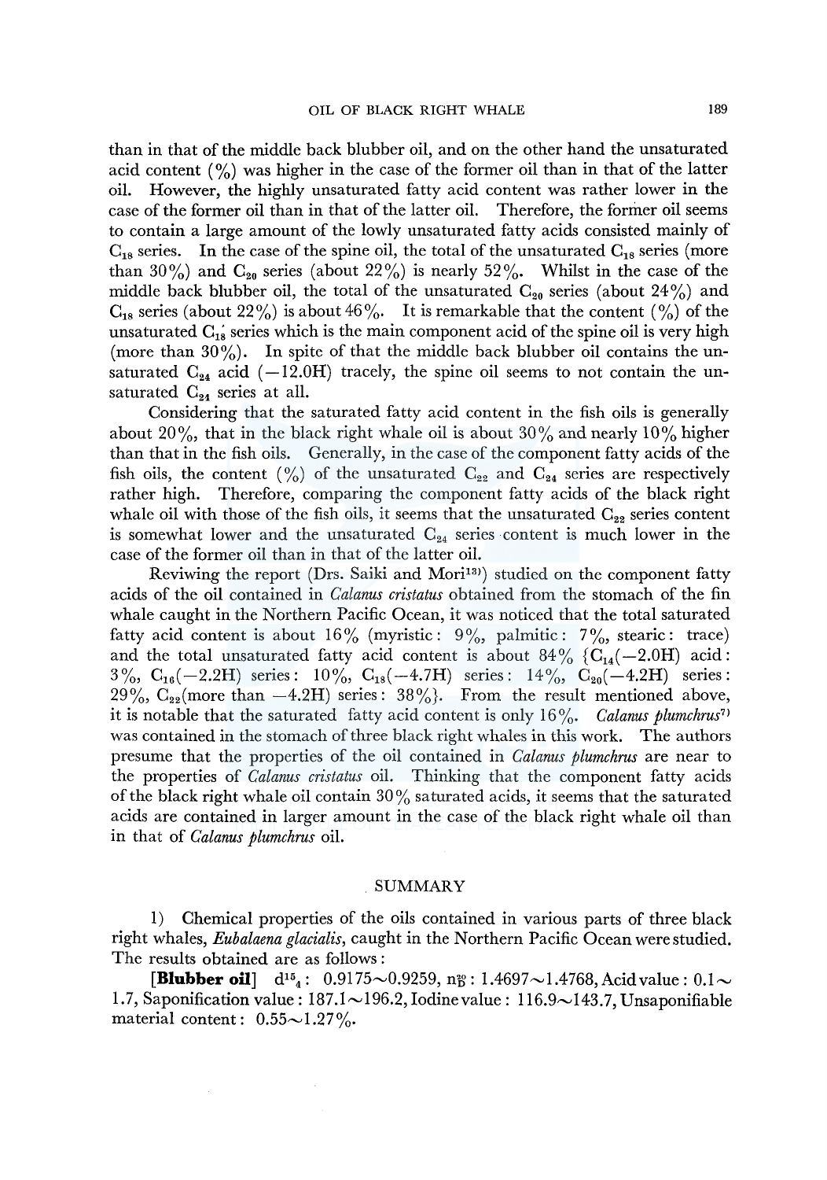than in that of the middle back blubber oil, and on the other hand the unsaturated acid content (%) was higher in the case of the former oil than in that of the latter oil. However, the highly unsaturated fatty acid content was rather lower in the case of the former oil than in that of the latter oil. Therefore, the former oil seems to contain a large amount of the lowly unsaturated fatty acids consisted mainly of $C_{18}$ series. In the case of the spine oil, the total of the unsaturated $C_{18}$ series (more than 30%) and $C_{20}$ series (about 22%) is nearly 52%. Whilst in the case of the middle back blubber oil, the total of the unsaturated $C_{20}$ series (about 24%) and $C_{18}$ series (about 22%) is about 46%. It is remarkable that the content (%) of the unsaturated $C_{18}$ series which is the main component acid of the spine oil is very high (more than 30%). In spite of that the middle back blubber oil contains the unsaturated $C_{24}$ acid (−12.0H) tracely, the spine oil seems to not contain the unsaturated $C_{24}$ series at all.

Considering that the saturated fatty acid content in the fish oils is generally about 20%, that in the black right whale oil is about 30% and nearly 10% higher than that in the fish oils. Generally, in the case of the component fatty acids of the fish oils, the content (%) of the unsaturated $C_{22}$ and $C_{24}$ series are respectively rather high. Therefore, comparing the component fatty acids of the black right whale oil with those of the fish oils, it seems that the unsaturated $C_{22}$ series content is somewhat lower and the unsaturated $C_{24}$ series content is much lower in the case of the former oil than in that of the latter oil.

Reviwing the report (Drs. Saiki and Mori[13]) studied on the component fatty acids of the oil contained in *Calanus cristatus* obtained from the stomach of the fin whale caught in the Northern Pacific Ocean, it was noticed that the total saturated fatty acid content is about 16% (myristic: 9%, palmitic: 7%, stearic: trace) and the total unsaturated fatty acid content is about 84% {$C_{14}$(−2.0H) acid: 3%, $C_{16}$(−2.2H) series: 10%, $C_{18}$(−4.7H) series: 14%, $C_{20}$(−4.2H) series: 29%, $C_{22}$(more than −4.2H) series: 38%}. From the result mentioned above, it is notable that the saturated fatty acid content is only 16%. *Calanus plumchrus*[7] was contained in the stomach of three black right whales in this work. The authors presume that the properties of the oil contained in *Calanus plumchrus* are near to the properties of *Calanus cristatus* oil. Thinking that the component fatty acids of the black right whale oil contain 30% saturated acids, it seems that the saturated acids are contained in larger amount in the case of the black right whale oil than in that of *Calanus plumchrus* oil.

## SUMMARY

1) Chemical properties of the oils contained in various parts of three black right whales, *Eubalaena glacialis*, caught in the Northern Pacific Ocean were studied. The results obtained are as follows:

**[Blubber oil]** $d^{15}_{4}$: 0.9175∼0.9259, $n^{20}_{D}$: 1.4697∼1.4768, Acid value: 0.1∼1.7, Saponification value: 187.1∼196.2, Iodine value: 116.9∼143.7, Unsaponifiable material content: 0.55∼1.27%.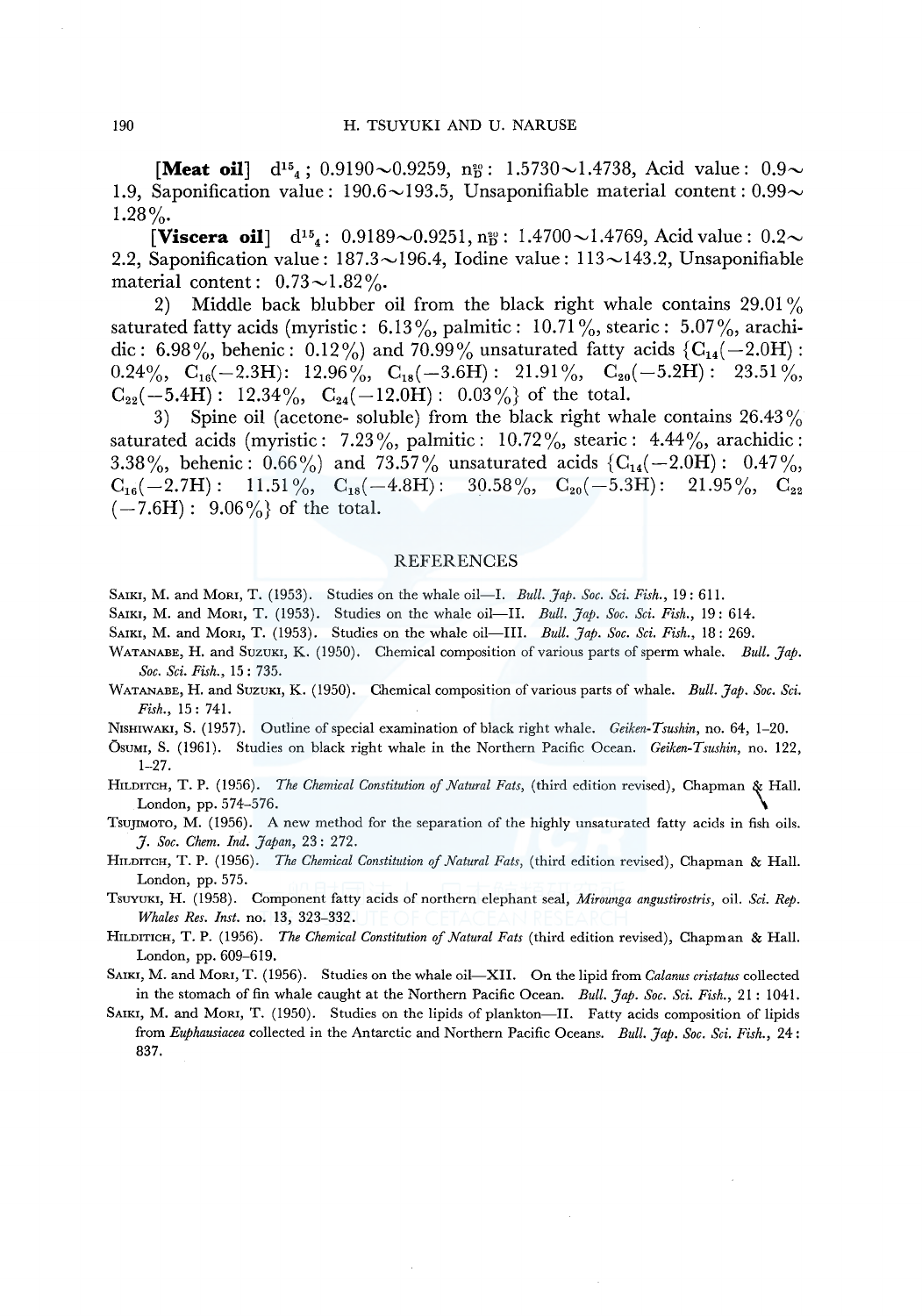**[Meat oil]** $d^{15}_{4}$; 0.9190～0.9259, $n^{20}_{D}$: 1.5730～1.4738, Acid value: 0.9～1.9, Saponification value: 190.6～193.5, Unsaponifiable material content: 0.99～1.28%.

**[Viscera oil]** $d^{15}_{4}$: 0.9189～0.9251, $n^{20}_{D}$: 1.4700～1.4769, Acid value: 0.2～2.2, Saponification value: 187.3～196.4, Iodine value: 113～143.2, Unsaponifiable material content: 0.73～1.82%.

2) Middle back blubber oil from the black right whale contains 29.01% saturated fatty acids (myristic: 6.13%, palmitic: 10.71%, stearic: 5.07%, arachidic: 6.98%, behenic: 0.12%) and 70.99% unsaturated fatty acids {$C_{14}$(−2.0H): 0.24%, $C_{16}$(−2.3H): 12.96%, $C_{18}$(−3.6H): 21.91%, $C_{20}$(−5.2H): 23.51%, $C_{22}$(−5.4H): 12.34%, $C_{24}$(−12.0H): 0.03%} of the total.

3) Spine oil (acetone- soluble) from the black right whale contains 26.43% saturated acids (myristic: 7.23%, palmitic: 10.72%, stearic: 4.44%, arachidic: 3.38%, behenic: 0.66%) and 73.57% unsaturated acids {$C_{14}$(−2.0H): 0.47%, $C_{16}$(−2.7H): 11.51%, $C_{18}$(−4.8H): 30.58%, $C_{20}$(−5.3H): 21.95%, $C_{22}$(−7.6H): 9.06%} of the total.

## REFERENCES

SAIKI, M. and MORI, T. (1953). Studies on the whale oil—I. *Bull. Jap. Soc. Sci. Fish.*, 19: 611.

SAIKI, M. and MORI, T. (1953). Studies on the whale oil—II. *Bull. Jap. Soc. Sci. Fish.*, 19: 614.

SAIKI, M. and MORI, T. (1953). Studies on the whale oil—III. *Bull. Jap. Soc. Sci. Fish.*, 18: 269.

WATANABE, H. and SUZUKI, K. (1950). Chemical composition of various parts of sperm whale. *Bull. Jap. Soc. Sci. Fish.*, 15: 735.

WATANABE, H. and SUZUKI, K. (1950). Chemical composition of various parts of whale. *Bull. Jap. Soc. Sci. Fish.*, 15: 741.

NISHIWAKI, S. (1957). Outline of special examination of black right whale. *Geiken-Tsushin*, no. 64, 1–20.

ŌSUMI, S. (1961). Studies on black right whale in the Northern Pacific Ocean. *Geiken-Tsushin*, no. 122, 1–27.

HILDITCH, T. P. (1956). *The Chemical Constitution of Natural Fats*, (third edition revised), Chapman & Hall. London, pp. 574–576.

TSUJIMOTO, M. (1956). A new method for the separation of the highly unsaturated fatty acids in fish oils. *J. Soc. Chem. Ind. Japan*, 23: 272.

HILDITCH, T. P. (1956). *The Chemical Constitution of Natural Fats*, (third edition revised), Chapman & Hall. London, pp. 575.

TSUYUKI, H. (1958). Component fatty acids of northern elephant seal, *Mirounga angustirostris*, oil. *Sci. Rep. Whales Res. Inst.* no. 13, 323–332.

HILDITCH, T. P. (1956). *The Chemical Constitution of Natural Fats* (third edition revised), Chapman & Hall. London, pp. 609–619.

SAIKI, M. and MORI, T. (1956). Studies on the whale oil—XII. On the lipid from *Calanus cristatus* collected in the stomach of fin whale caught at the Northern Pacific Ocean. *Bull. Jap. Soc. Sci. Fish.*, 21: 1041.

SAIKI, M. and MORI, T. (1950). Studies on the lipids of plankton—II. Fatty acids composition of lipids from *Euphausiacea* collected in the Antarctic and Northern Pacific Oceans. *Bull. Jap. Soc. Sci. Fish.*, 24: 837.